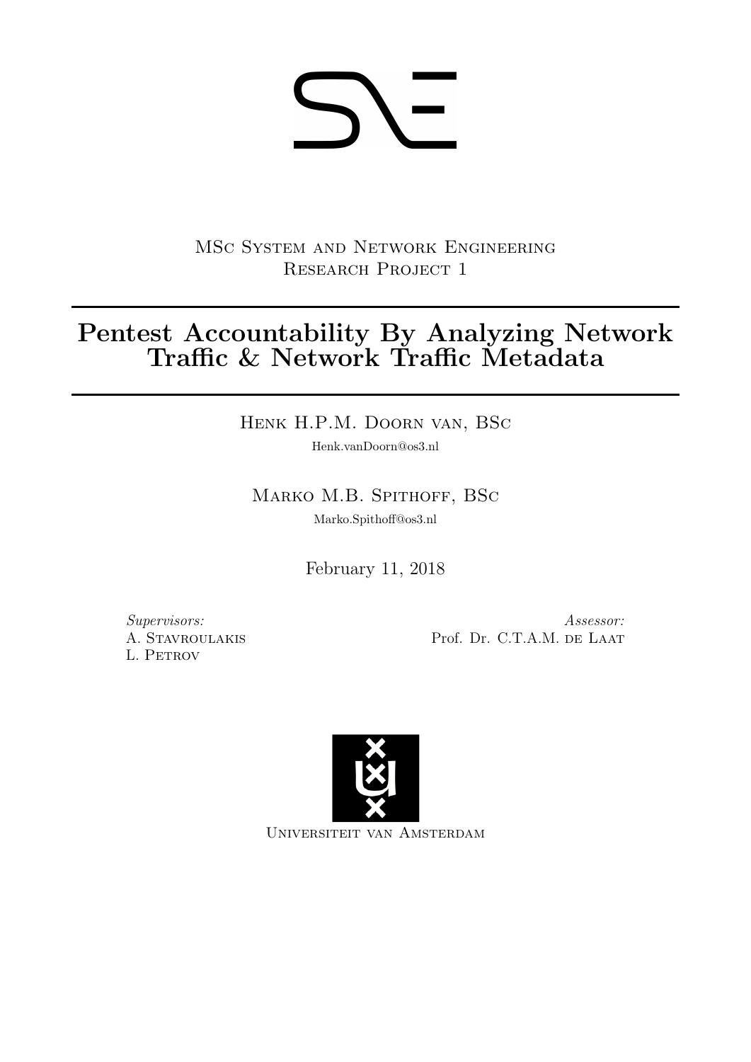MSc System and Network Engineering
Research Project 1

# Pentest Accountability By Analyzing Network Traffic & Network Traffic Metadata

Henk H.P.M. Doorn van, BSc
Henk.vanDoorn@os3.nl

Marko M.B. Spithoff, BSc
Marko.Spithoff@os3.nl

February 11, 2018

*Supervisors:*
A. Stavroulakis
L. Petrov

*Assessor:*
Prof. Dr. C.T.A.M. de Laat

Universiteit van Amsterdam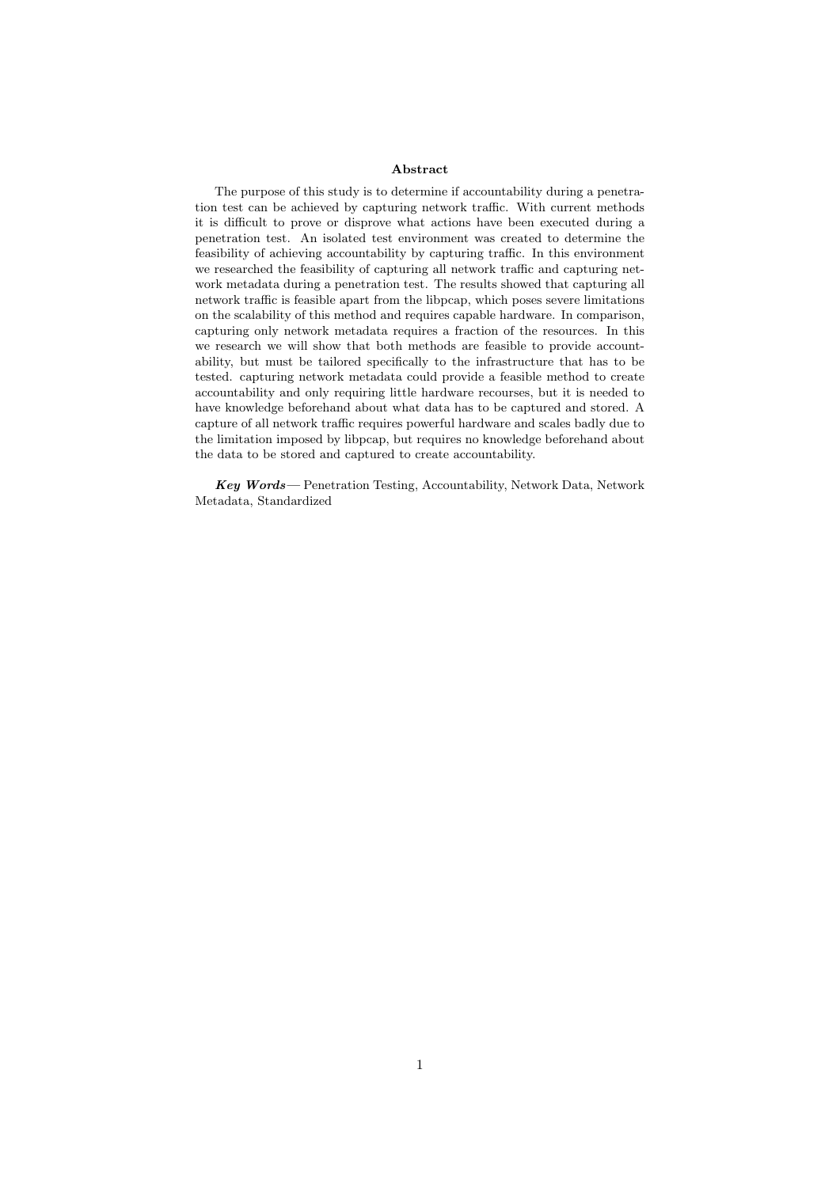## Abstract

The purpose of this study is to determine if accountability during a penetration test can be achieved by capturing network traffic. With current methods it is difficult to prove or disprove what actions have been executed during a penetration test. An isolated test environment was created to determine the feasibility of achieving accountability by capturing traffic. In this environment we researched the feasibility of capturing all network traffic and capturing network metadata during a penetration test. The results showed that capturing all network traffic is feasible apart from the libpcap, which poses severe limitations on the scalability of this method and requires capable hardware. In comparison, capturing only network metadata requires a fraction of the resources. In this we research we will show that both methods are feasible to provide accountability, but must be tailored specifically to the infrastructure that has to be tested. capturing network metadata could provide a feasible method to create accountability and only requiring little hardware recourses, but it is needed to have knowledge beforehand about what data has to be captured and stored. A capture of all network traffic requires powerful hardware and scales badly due to the limitation imposed by libpcap, but requires no knowledge beforehand about the data to be stored and captured to create accountability.

***Key Words***— Penetration Testing, Accountability, Network Data, Network Metadata, Standardized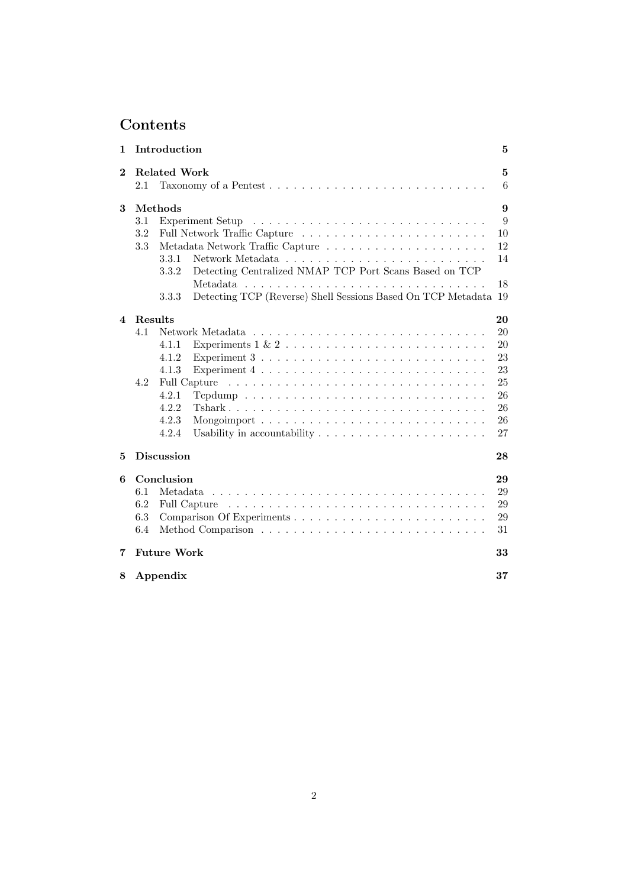# Contents

**1 Introduction** **5**

**2 Related Work** **5**
- 2.1 Taxonomy of a Pentest . . . . . . . . . . . . . . . . . . . . . . . . . . 6

**3 Methods** **9**
- 3.1 Experiment Setup . . . . . . . . . . . . . . . . . . . . . . . . . . . . 9
- 3.2 Full Network Traffic Capture . . . . . . . . . . . . . . . . . . . . . . 10
- 3.3 Metadata Network Traffic Capture . . . . . . . . . . . . . . . . . . . 12
  - 3.3.1 Network Metadata . . . . . . . . . . . . . . . . . . . . . . . . 14
  - 3.3.2 Detecting Centralized NMAP TCP Port Scans Based on TCP Metadata . . . . . . . . . . . . . . . . . . . . . . . . . . . . . 18
  - 3.3.3 Detecting TCP (Reverse) Shell Sessions Based On TCP Metadata 19

**4 Results** **20**
- 4.1 Network Metadata . . . . . . . . . . . . . . . . . . . . . . . . . . . . 20
  - 4.1.1 Experiments 1 & 2 . . . . . . . . . . . . . . . . . . . . . . . . 20
  - 4.1.2 Experiment 3 . . . . . . . . . . . . . . . . . . . . . . . . . . . 23
  - 4.1.3 Experiment 4 . . . . . . . . . . . . . . . . . . . . . . . . . . . 23
- 4.2 Full Capture . . . . . . . . . . . . . . . . . . . . . . . . . . . . . . . 25
  - 4.2.1 Tcpdump . . . . . . . . . . . . . . . . . . . . . . . . . . . . . 26
  - 4.2.2 Tshark . . . . . . . . . . . . . . . . . . . . . . . . . . . . . . 26
  - 4.2.3 Mongoimport . . . . . . . . . . . . . . . . . . . . . . . . . . . 26
  - 4.2.4 Usability in accountability . . . . . . . . . . . . . . . . . . . . 27

**5 Discussion** **28**

**6 Conclusion** **29**
- 6.1 Metadata . . . . . . . . . . . . . . . . . . . . . . . . . . . . . . . . . 29
- 6.2 Full Capture . . . . . . . . . . . . . . . . . . . . . . . . . . . . . . . 29
- 6.3 Comparison Of Experiments . . . . . . . . . . . . . . . . . . . . . . . 29
- 6.4 Method Comparison . . . . . . . . . . . . . . . . . . . . . . . . . . . 31

**7 Future Work** **33**

**8 Appendix** **37**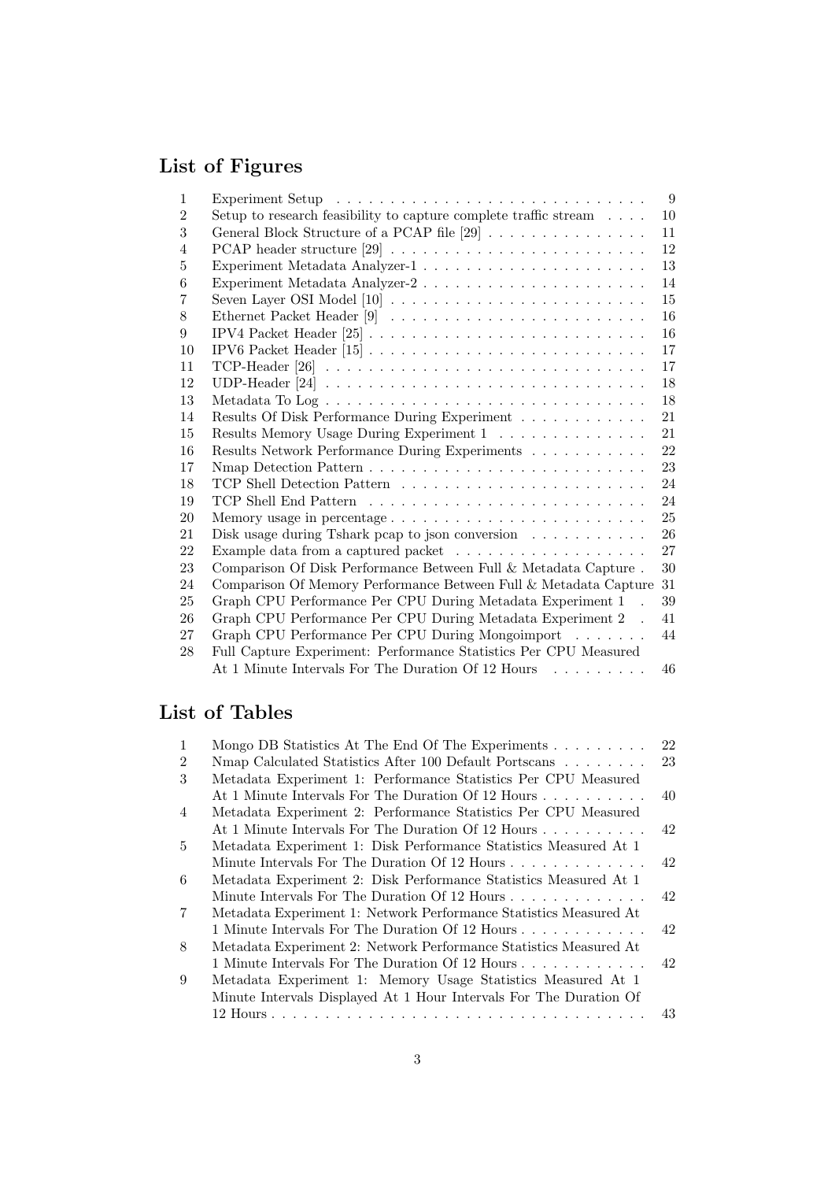## List of Figures

| | | |
|---|---|---|
| 1 | Experiment Setup | 9 |
| 2 | Setup to research feasibility to capture complete traffic stream | 10 |
| 3 | General Block Structure of a PCAP file [29] | 11 |
| 4 | PCAP header structure [29] | 12 |
| 5 | Experiment Metadata Analyzer-1 | 13 |
| 6 | Experiment Metadata Analyzer-2 | 14 |
| 7 | Seven Layer OSI Model [10] | 15 |
| 8 | Ethernet Packet Header [9] | 16 |
| 9 | IPV4 Packet Header [25] | 16 |
| 10 | IPV6 Packet Header [15] | 17 |
| 11 | TCP-Header [26] | 17 |
| 12 | UDP-Header [24] | 18 |
| 13 | Metadata To Log | 18 |
| 14 | Results Of Disk Performance During Experiment | 21 |
| 15 | Results Memory Usage During Experiment 1 | 21 |
| 16 | Results Network Performance During Experiments | 22 |
| 17 | Nmap Detection Pattern | 23 |
| 18 | TCP Shell Detection Pattern | 24 |
| 19 | TCP Shell End Pattern | 24 |
| 20 | Memory usage in percentage | 25 |
| 21 | Disk usage during Tshark pcap to json conversion | 26 |
| 22 | Example data from a captured packet | 27 |
| 23 | Comparison Of Disk Performance Between Full & Metadata Capture | 30 |
| 24 | Comparison Of Memory Performance Between Full & Metadata Capture | 31 |
| 25 | Graph CPU Performance Per CPU During Metadata Experiment 1 | 39 |
| 26 | Graph CPU Performance Per CPU During Metadata Experiment 2 | 41 |
| 27 | Graph CPU Performance Per CPU During Mongoimport | 44 |
| 28 | Full Capture Experiment: Performance Statistics Per CPU Measured At 1 Minute Intervals For The Duration Of 12 Hours | 46 |

## List of Tables

| | | |
|---|---|---|
| 1 | Mongo DB Statistics At The End Of The Experiments | 22 |
| 2 | Nmap Calculated Statistics After 100 Default Portscans | 23 |
| 3 | Metadata Experiment 1: Performance Statistics Per CPU Measured At 1 Minute Intervals For The Duration Of 12 Hours | 40 |
| 4 | Metadata Experiment 2: Performance Statistics Per CPU Measured At 1 Minute Intervals For The Duration Of 12 Hours | 42 |
| 5 | Metadata Experiment 1: Disk Performance Statistics Measured At 1 Minute Intervals For The Duration Of 12 Hours | 42 |
| 6 | Metadata Experiment 2: Disk Performance Statistics Measured At 1 Minute Intervals For The Duration Of 12 Hours | 42 |
| 7 | Metadata Experiment 1: Network Performance Statistics Measured At 1 Minute Intervals For The Duration Of 12 Hours | 42 |
| 8 | Metadata Experiment 2: Network Performance Statistics Measured At 1 Minute Intervals For The Duration Of 12 Hours | 42 |
| 9 | Metadata Experiment 1: Memory Usage Statistics Measured At 1 Minute Intervals Displayed At 1 Hour Intervals For The Duration Of 12 Hours | 43 |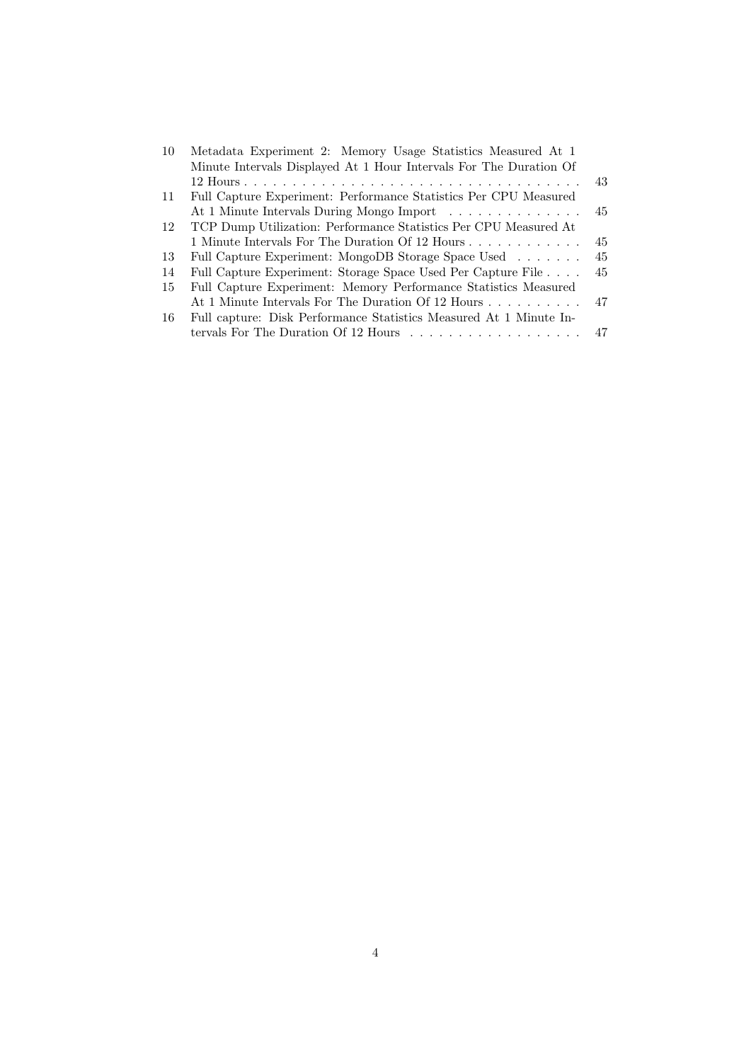| | | |
|---|---|---|
| 10 | Metadata Experiment 2: Memory Usage Statistics Measured At 1 Minute Intervals Displayed At 1 Hour Intervals For The Duration Of 12 Hours | 43 |
| 11 | Full Capture Experiment: Performance Statistics Per CPU Measured At 1 Minute Intervals During Mongo Import | 45 |
| 12 | TCP Dump Utilization: Performance Statistics Per CPU Measured At 1 Minute Intervals For The Duration Of 12 Hours | 45 |
| 13 | Full Capture Experiment: MongoDB Storage Space Used | 45 |
| 14 | Full Capture Experiment: Storage Space Used Per Capture File | 45 |
| 15 | Full Capture Experiment: Memory Performance Statistics Measured At 1 Minute Intervals For The Duration Of 12 Hours | 47 |
| 16 | Full capture: Disk Performance Statistics Measured At 1 Minute Intervals For The Duration Of 12 Hours | 47 |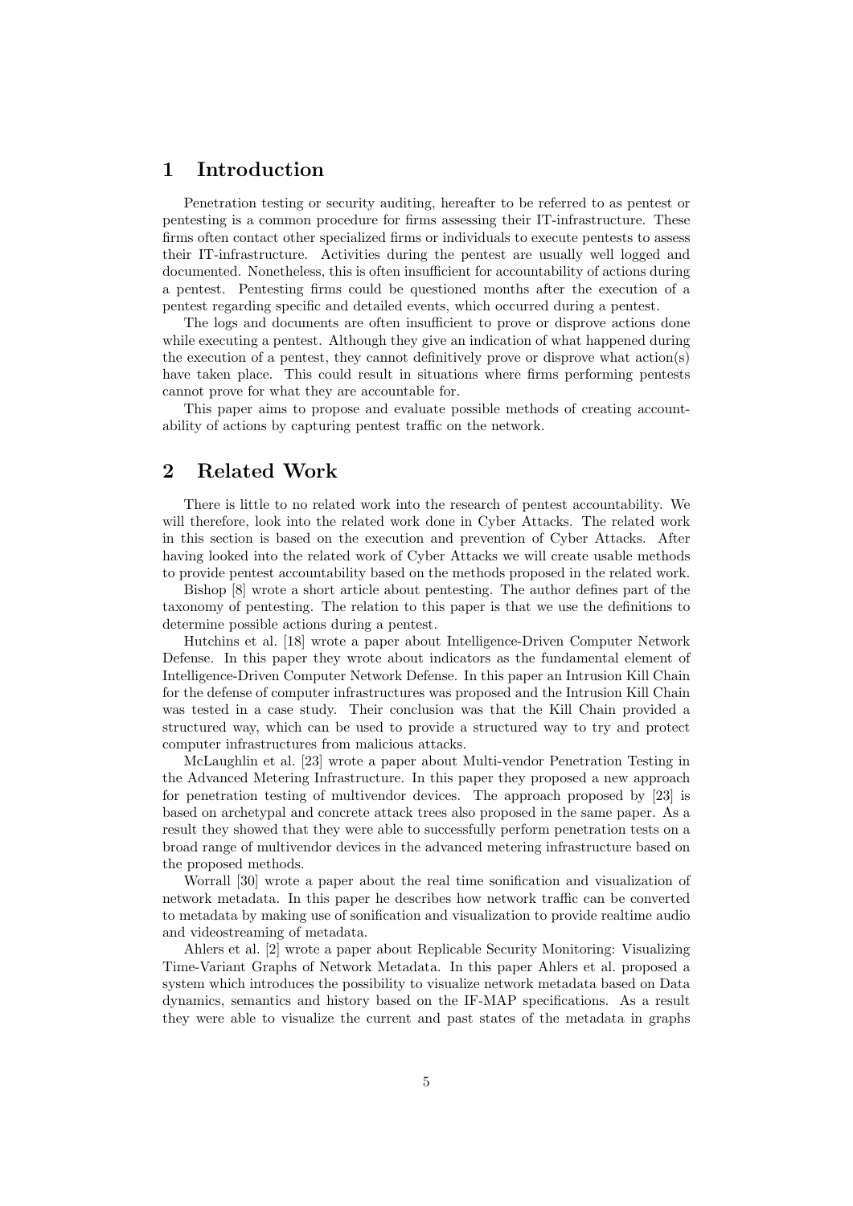# 1 Introduction

Penetration testing or security auditing, hereafter to be referred to as pentest or pentesting is a common procedure for firms assessing their IT-infrastructure. These firms often contact other specialized firms or individuals to execute pentests to assess their IT-infrastructure. Activities during the pentest are usually well logged and documented. Nonetheless, this is often insufficient for accountability of actions during a pentest. Pentesting firms could be questioned months after the execution of a pentest regarding specific and detailed events, which occurred during a pentest.

The logs and documents are often insufficient to prove or disprove actions done while executing a pentest. Although they give an indication of what happened during the execution of a pentest, they cannot definitively prove or disprove what action(s) have taken place. This could result in situations where firms performing pentests cannot prove for what they are accountable for.

This paper aims to propose and evaluate possible methods of creating accountability of actions by capturing pentest traffic on the network.

# 2 Related Work

There is little to no related work into the research of pentest accountability. We will therefore, look into the related work done in Cyber Attacks. The related work in this section is based on the execution and prevention of Cyber Attacks. After having looked into the related work of Cyber Attacks we will create usable methods to provide pentest accountability based on the methods proposed in the related work.

Bishop [8] wrote a short article about pentesting. The author defines part of the taxonomy of pentesting. The relation to this paper is that we use the definitions to determine possible actions during a pentest.

Hutchins et al. [18] wrote a paper about Intelligence-Driven Computer Network Defense. In this paper they wrote about indicators as the fundamental element of Intelligence-Driven Computer Network Defense. In this paper an Intrusion Kill Chain for the defense of computer infrastructures was proposed and the Intrusion Kill Chain was tested in a case study. Their conclusion was that the Kill Chain provided a structured way, which can be used to provide a structured way to try and protect computer infrastructures from malicious attacks.

McLaughlin et al. [23] wrote a paper about Multi-vendor Penetration Testing in the Advanced Metering Infrastructure. In this paper they proposed a new approach for penetration testing of multivendor devices. The approach proposed by [23] is based on archetypal and concrete attack trees also proposed in the same paper. As a result they showed that they were able to successfully perform penetration tests on a broad range of multivendor devices in the advanced metering infrastructure based on the proposed methods.

Worrall [30] wrote a paper about the real time sonification and visualization of network metadata. In this paper he describes how network traffic can be converted to metadata by making use of sonification and visualization to provide realtime audio and videostreaming of metadata.

Ahlers et al. [2] wrote a paper about Replicable Security Monitoring: Visualizing Time-Variant Graphs of Network Metadata. In this paper Ahlers et al. proposed a system which introduces the possibility to visualize network metadata based on Data dynamics, semantics and history based on the IF-MAP specifications. As a result they were able to visualize the current and past states of the metadata in graphs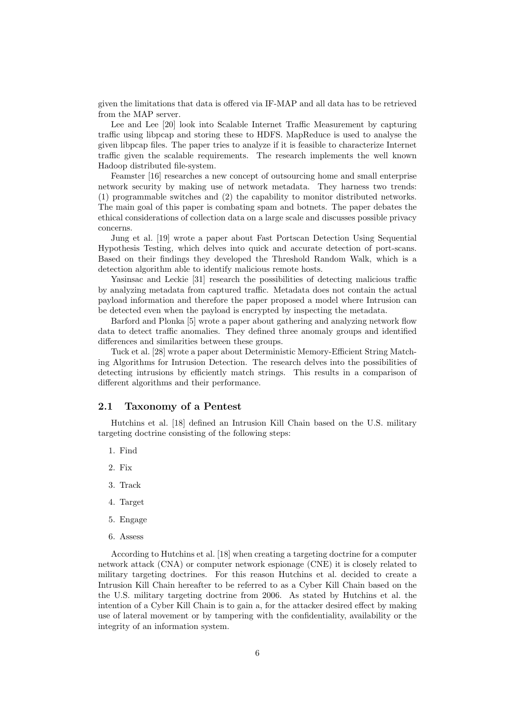given the limitations that data is offered via IF-MAP and all data has to be retrieved from the MAP server.

Lee and Lee [20] look into Scalable Internet Traffic Measurement by capturing traffic using libpcap and storing these to HDFS. MapReduce is used to analyse the given libpcap files. The paper tries to analyze if it is feasible to characterize Internet traffic given the scalable requirements. The research implements the well known Hadoop distributed file-system.

Feamster [16] researches a new concept of outsourcing home and small enterprise network security by making use of network metadata. They harness two trends: (1) programmable switches and (2) the capability to monitor distributed networks. The main goal of this paper is combating spam and botnets. The paper debates the ethical considerations of collection data on a large scale and discusses possible privacy concerns.

Jung et al. [19] wrote a paper about Fast Portscan Detection Using Sequential Hypothesis Testing, which delves into quick and accurate detection of port-scans. Based on their findings they developed the Threshold Random Walk, which is a detection algorithm able to identify malicious remote hosts.

Yasinsac and Leckie [31] research the possibilities of detecting malicious traffic by analyzing metadata from captured traffic. Metadata does not contain the actual payload information and therefore the paper proposed a model where Intrusion can be detected even when the payload is encrypted by inspecting the metadata.

Barford and Plonka [5] wrote a paper about gathering and analyzing network flow data to detect traffic anomalies. They defined three anomaly groups and identified differences and similarities between these groups.

Tuck et al. [28] wrote a paper about Deterministic Memory-Efficient String Matching Algorithms for Intrusion Detection. The research delves into the possibilities of detecting intrusions by efficiently match strings. This results in a comparison of different algorithms and their performance.

## 2.1 Taxonomy of a Pentest

Hutchins et al. [18] defined an Intrusion Kill Chain based on the U.S. military targeting doctrine consisting of the following steps:

1. Find
2. Fix
3. Track
4. Target
5. Engage
6. Assess

According to Hutchins et al. [18] when creating a targeting doctrine for a computer network attack (CNA) or computer network espionage (CNE) it is closely related to military targeting doctrines. For this reason Hutchins et al. decided to create a Intrusion Kill Chain hereafter to be referred to as a Cyber Kill Chain based on the the U.S. military targeting doctrine from 2006. As stated by Hutchins et al. the intention of a Cyber Kill Chain is to gain a, for the attacker desired effect by making use of lateral movement or by tampering with the confidentiality, availability or the integrity of an information system.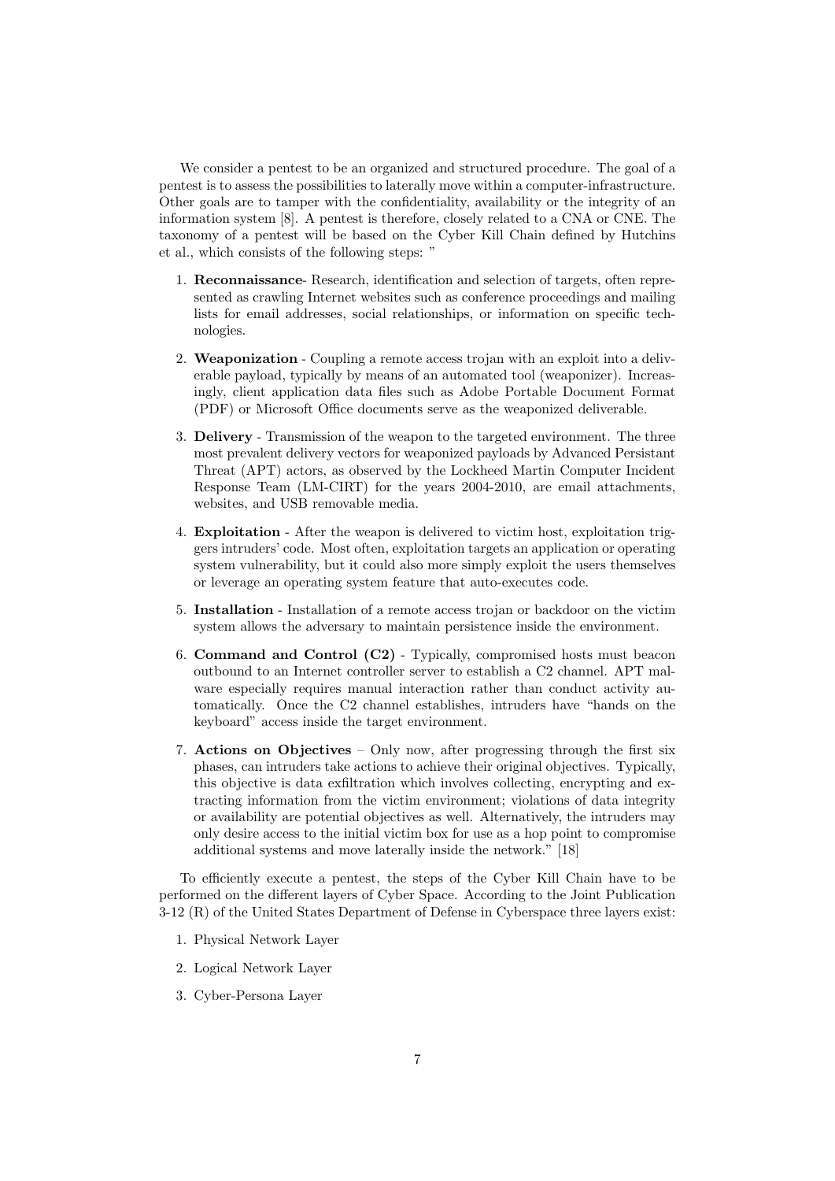We consider a pentest to be an organized and structured procedure. The goal of a pentest is to assess the possibilities to laterally move within a computer-infrastructure. Other goals are to tamper with the confidentiality, availability or the integrity of an information system [8]. A pentest is therefore, closely related to a CNA or CNE. The taxonomy of a pentest will be based on the Cyber Kill Chain defined by Hutchins et al., which consists of the following steps: "

1. **Reconnaissance**- Research, identification and selection of targets, often represented as crawling Internet websites such as conference proceedings and mailing lists for email addresses, social relationships, or information on specific technologies.

2. **Weaponization** - Coupling a remote access trojan with an exploit into a deliverable payload, typically by means of an automated tool (weaponizer). Increasingly, client application data files such as Adobe Portable Document Format (PDF) or Microsoft Office documents serve as the weaponized deliverable.

3. **Delivery** - Transmission of the weapon to the targeted environment. The three most prevalent delivery vectors for weaponized payloads by Advanced Persistant Threat (APT) actors, as observed by the Lockheed Martin Computer Incident Response Team (LM-CIRT) for the years 2004-2010, are email attachments, websites, and USB removable media.

4. **Exploitation** - After the weapon is delivered to victim host, exploitation triggers intruders' code. Most often, exploitation targets an application or operating system vulnerability, but it could also more simply exploit the users themselves or leverage an operating system feature that auto-executes code.

5. **Installation** - Installation of a remote access trojan or backdoor on the victim system allows the adversary to maintain persistence inside the environment.

6. **Command and Control (C2)** - Typically, compromised hosts must beacon outbound to an Internet controller server to establish a C2 channel. APT malware especially requires manual interaction rather than conduct activity automatically. Once the C2 channel establishes, intruders have "hands on the keyboard" access inside the target environment.

7. **Actions on Objectives** – Only now, after progressing through the first six phases, can intruders take actions to achieve their original objectives. Typically, this objective is data exfiltration which involves collecting, encrypting and extracting information from the victim environment; violations of data integrity or availability are potential objectives as well. Alternatively, the intruders may only desire access to the initial victim box for use as a hop point to compromise additional systems and move laterally inside the network." [18]

To efficiently execute a pentest, the steps of the Cyber Kill Chain have to be performed on the different layers of Cyber Space. According to the Joint Publication 3-12 (R) of the United States Department of Defense in Cyberspace three layers exist:

1. Physical Network Layer
2. Logical Network Layer
3. Cyber-Persona Layer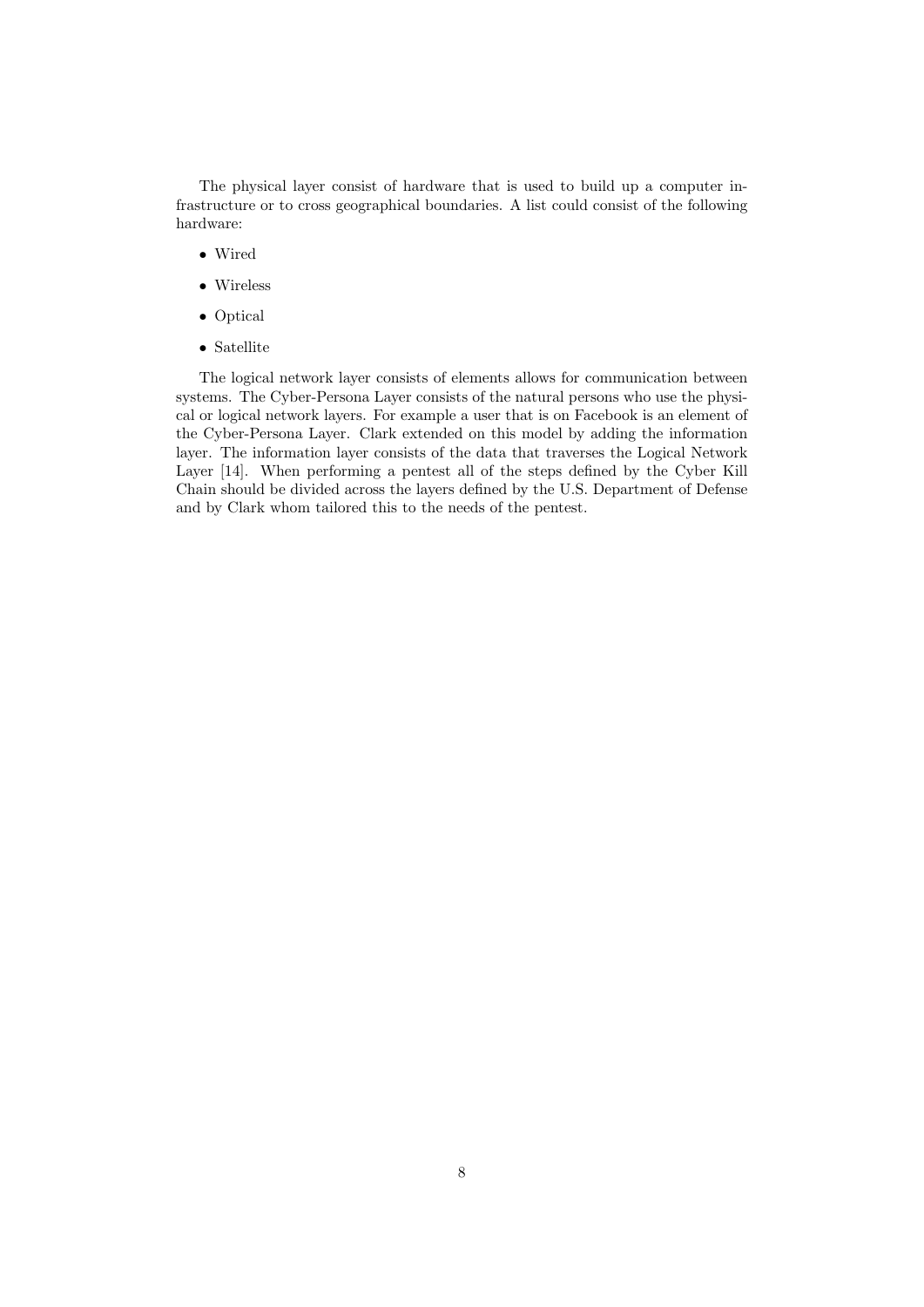The physical layer consist of hardware that is used to build up a computer infrastructure or to cross geographical boundaries. A list could consist of the following hardware:

- Wired
- Wireless
- Optical
- Satellite

The logical network layer consists of elements allows for communication between systems. The Cyber-Persona Layer consists of the natural persons who use the physical or logical network layers. For example a user that is on Facebook is an element of the Cyber-Persona Layer. Clark extended on this model by adding the information layer. The information layer consists of the data that traverses the Logical Network Layer [14]. When performing a pentest all of the steps defined by the Cyber Kill Chain should be divided across the layers defined by the U.S. Department of Defense and by Clark whom tailored this to the needs of the pentest.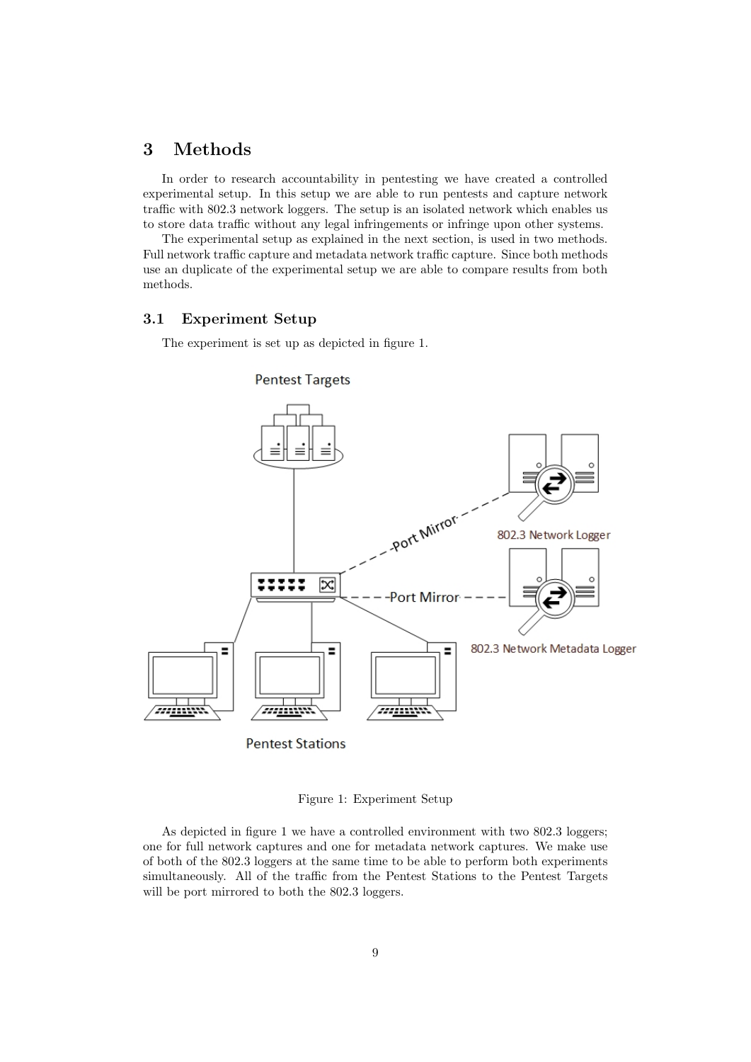# 3 Methods

In order to research accountability in pentesting we have created a controlled experimental setup. In this setup we are able to run pentests and capture network traffic with 802.3 network loggers. The setup is an isolated network which enables us to store data traffic without any legal infringements or infringe upon other systems.

The experimental setup as explained in the next section, is used in two methods. Full network traffic capture and metadata network traffic capture. Since both methods use an duplicate of the experimental setup we are able to compare results from both methods.

## 3.1 Experiment Setup

The experiment is set up as depicted in figure 1.

Figure 1: Experiment Setup

As depicted in figure 1 we have a controlled environment with two 802.3 loggers; one for full network captures and one for metadata network captures. We make use of both of the 802.3 loggers at the same time to be able to perform both experiments simultaneously. All of the traffic from the Pentest Stations to the Pentest Targets will be port mirrored to both the 802.3 loggers.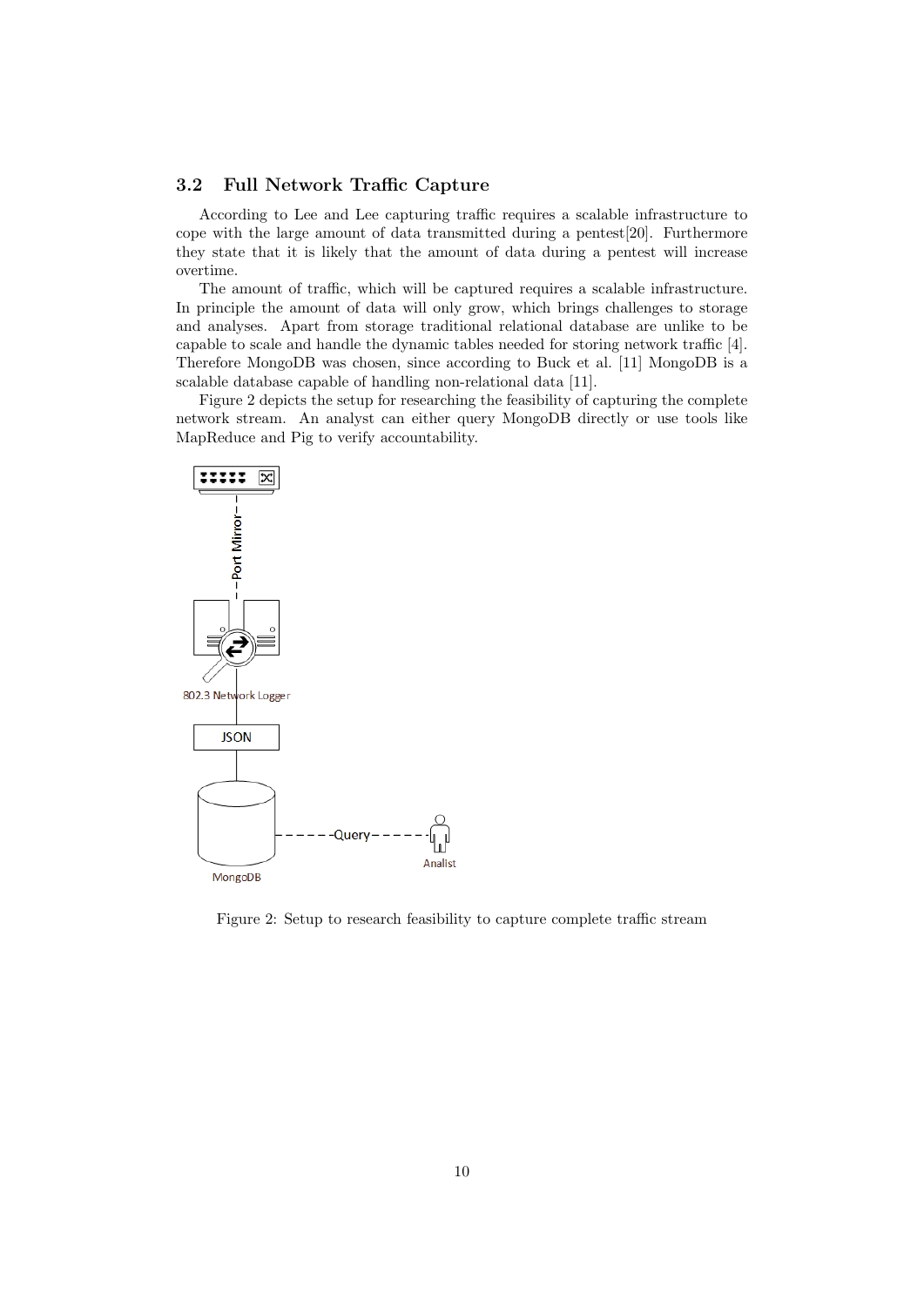### 3.2 Full Network Traffic Capture

According to Lee and Lee capturing traffic requires a scalable infrastructure to cope with the large amount of data transmitted during a pentest[20]. Furthermore they state that it is likely that the amount of data during a pentest will increase overtime.

The amount of traffic, which will be captured requires a scalable infrastructure. In principle the amount of data will only grow, which brings challenges to storage and analyses. Apart from storage traditional relational database are unlike to be capable to scale and handle the dynamic tables needed for storing network traffic [4]. Therefore MongoDB was chosen, since according to Buck et al. [11] MongoDB is a scalable database capable of handling non-relational data [11].

Figure 2 depicts the setup for researching the feasibility of capturing the complete network stream. An analyst can either query MongoDB directly or use tools like MapReduce and Pig to verify accountability.

Figure 2: Setup to research feasibility to capture complete traffic stream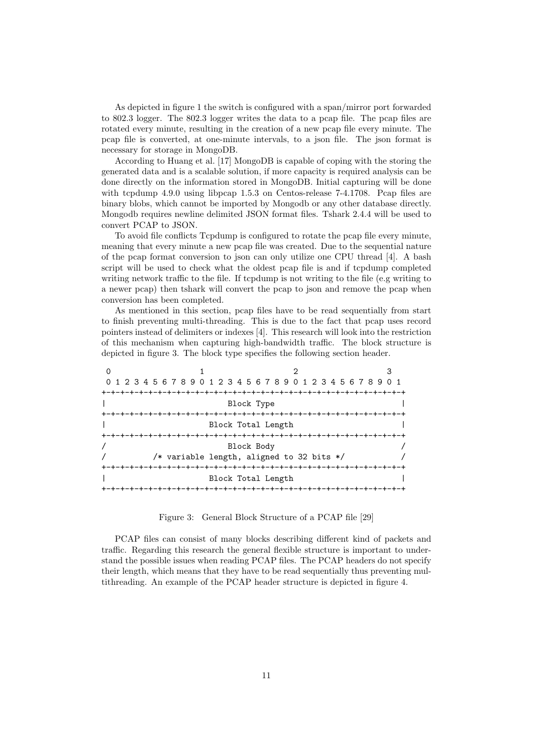As depicted in figure 1 the switch is configured with a span/mirror port forwarded to 802.3 logger. The 802.3 logger writes the data to a pcap file. The pcap files are rotated every minute, resulting in the creation of a new pcap file every minute. The pcap file is converted, at one-minute intervals, to a json file. The json format is necessary for storage in MongoDB.

According to Huang et al. [17] MongoDB is capable of coping with the storing the generated data and is a scalable solution, if more capacity is required analysis can be done directly on the information stored in MongoDB. Initial capturing will be done with tcpdump 4.9.0 using libpcap 1.5.3 on Centos-release 7-4.1708. Pcap files are binary blobs, which cannot be imported by Mongodb or any other database directly. Mongodb requires newline delimited JSON format files. Tshark 2.4.4 will be used to convert PCAP to JSON.

To avoid file conflicts Tcpdump is configured to rotate the pcap file every minute, meaning that every minute a new pcap file was created. Due to the sequential nature of the pcap format conversion to json can only utilize one CPU thread [4]. A bash script will be used to check what the oldest pcap file is and if tcpdump completed writing network traffic to the file. If tcpdump is not writing to the file (e.g writing to a newer pcap) then tshark will convert the pcap to json and remove the pcap when conversion has been completed.

As mentioned in this section, pcap files have to be read sequentially from start to finish preventing multi-threading. This is due to the fact that pcap uses record pointers instead of delimiters or indexes [4]. This research will look into the restriction of this mechanism when capturing high-bandwidth traffic. The block structure is depicted in figure 3. The block type specifies the following section header.

```
 0                   1                   2                   3
 0 1 2 3 4 5 6 7 8 9 0 1 2 3 4 5 6 7 8 9 0 1 2 3 4 5 6 7 8 9 0 1
+-+-+-+-+-+-+-+-+-+-+-+-+-+-+-+-+-+-+-+-+-+-+-+-+-+-+-+-+-+-+-+-+
|                          Block Type                           |
+-+-+-+-+-+-+-+-+-+-+-+-+-+-+-+-+-+-+-+-+-+-+-+-+-+-+-+-+-+-+-+-+
|                      Block Total Length                       |
+-+-+-+-+-+-+-+-+-+-+-+-+-+-+-+-+-+-+-+-+-+-+-+-+-+-+-+-+-+-+-+-+
/                          Block Body                           /
/          /* variable length, aligned to 32 bits */            /
+-+-+-+-+-+-+-+-+-+-+-+-+-+-+-+-+-+-+-+-+-+-+-+-+-+-+-+-+-+-+-+-+
|                      Block Total Length                       |
+-+-+-+-+-+-+-+-+-+-+-+-+-+-+-+-+-+-+-+-+-+-+-+-+-+-+-+-+-+-+-+-+
```

Figure 3: General Block Structure of a PCAP file [29]

PCAP files can consist of many blocks describing different kind of packets and traffic. Regarding this research the general flexible structure is important to understand the possible issues when reading PCAP files. The PCAP headers do not specify their length, which means that they have to be read sequentially thus preventing multithreading. An example of the PCAP header structure is depicted in figure 4.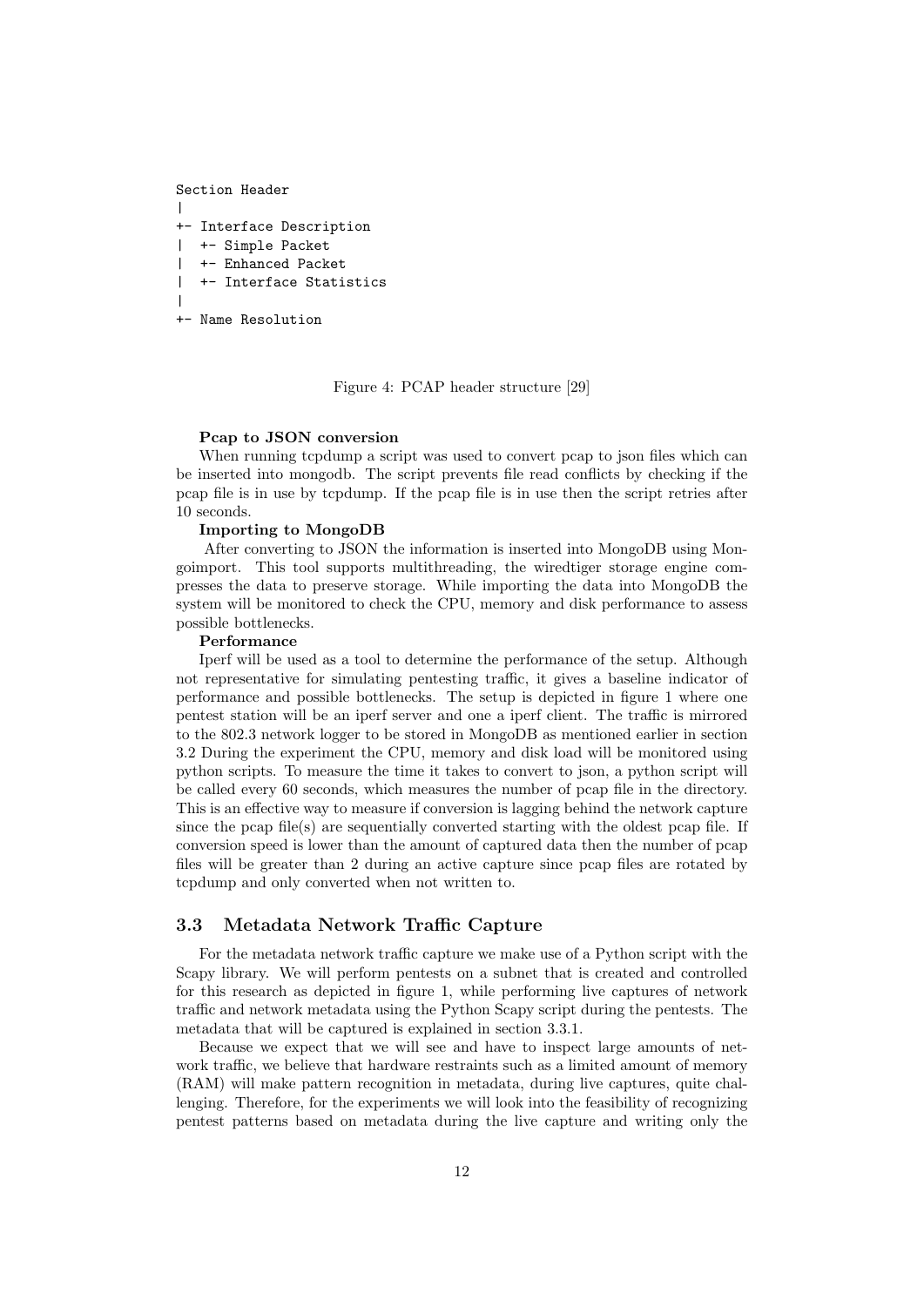```
Section Header
|
+- Interface Description
|  +- Simple Packet
|  +- Enhanced Packet
|  +- Interface Statistics
|
+- Name Resolution
```

Figure 4: PCAP header structure [29]

**Pcap to JSON conversion**

When running tcpdump a script was used to convert pcap to json files which can be inserted into mongodb. The script prevents file read conflicts by checking if the pcap file is in use by tcpdump. If the pcap file is in use then the script retries after 10 seconds.

**Importing to MongoDB**

After converting to JSON the information is inserted into MongoDB using Mongoimport. This tool supports multithreading, the wiredtiger storage engine compresses the data to preserve storage. While importing the data into MongoDB the system will be monitored to check the CPU, memory and disk performance to assess possible bottlenecks.

**Performance**

Iperf will be used as a tool to determine the performance of the setup. Although not representative for simulating pentesting traffic, it gives a baseline indicator of performance and possible bottlenecks. The setup is depicted in figure 1 where one pentest station will be an iperf server and one a iperf client. The traffic is mirrored to the 802.3 network logger to be stored in MongoDB as mentioned earlier in section 3.2 During the experiment the CPU, memory and disk load will be monitored using python scripts. To measure the time it takes to convert to json, a python script will be called every 60 seconds, which measures the number of pcap file in the directory. This is an effective way to measure if conversion is lagging behind the network capture since the pcap file(s) are sequentially converted starting with the oldest pcap file. If conversion speed is lower than the amount of captured data then the number of pcap files will be greater than 2 during an active capture since pcap files are rotated by tcpdump and only converted when not written to.

## 3.3 Metadata Network Traffic Capture

For the metadata network traffic capture we make use of a Python script with the Scapy library. We will perform pentests on a subnet that is created and controlled for this research as depicted in figure 1, while performing live captures of network traffic and network metadata using the Python Scapy script during the pentests. The metadata that will be captured is explained in section 3.3.1.

Because we expect that we will see and have to inspect large amounts of network traffic, we believe that hardware restraints such as a limited amount of memory (RAM) will make pattern recognition in metadata, during live captures, quite challenging. Therefore, for the experiments we will look into the feasibility of recognizing pentest patterns based on metadata during the live capture and writing only the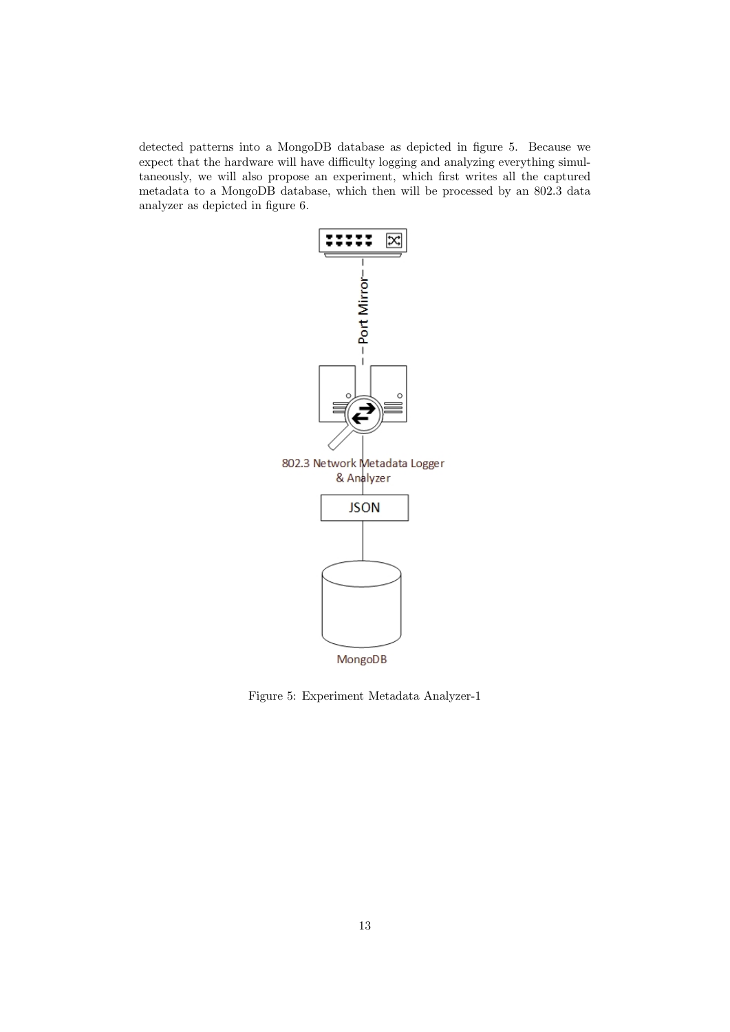detected patterns into a MongoDB database as depicted in figure 5. Because we expect that the hardware will have difficulty logging and analyzing everything simultaneously, we will also propose an experiment, which first writes all the captured metadata to a MongoDB database, which then will be processed by an 802.3 data analyzer as depicted in figure 6.

Figure 5: Experiment Metadata Analyzer-1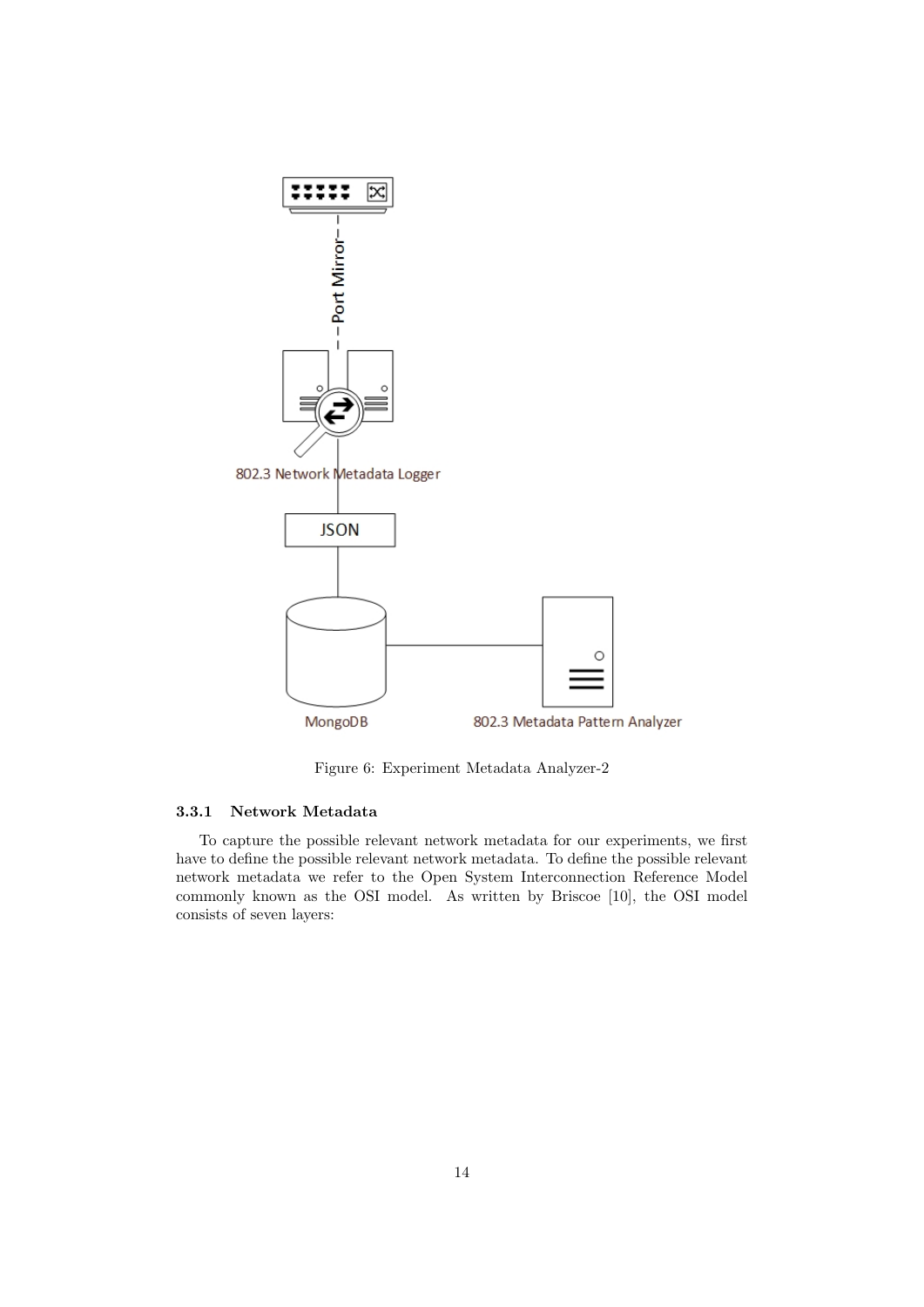Figure 6: Experiment Metadata Analyzer-2

#### 3.3.1 Network Metadata

To capture the possible relevant network metadata for our experiments, we first have to define the possible relevant network metadata. To define the possible relevant network metadata we refer to the Open System Interconnection Reference Model commonly known as the OSI model. As written by Briscoe [10], the OSI model consists of seven layers: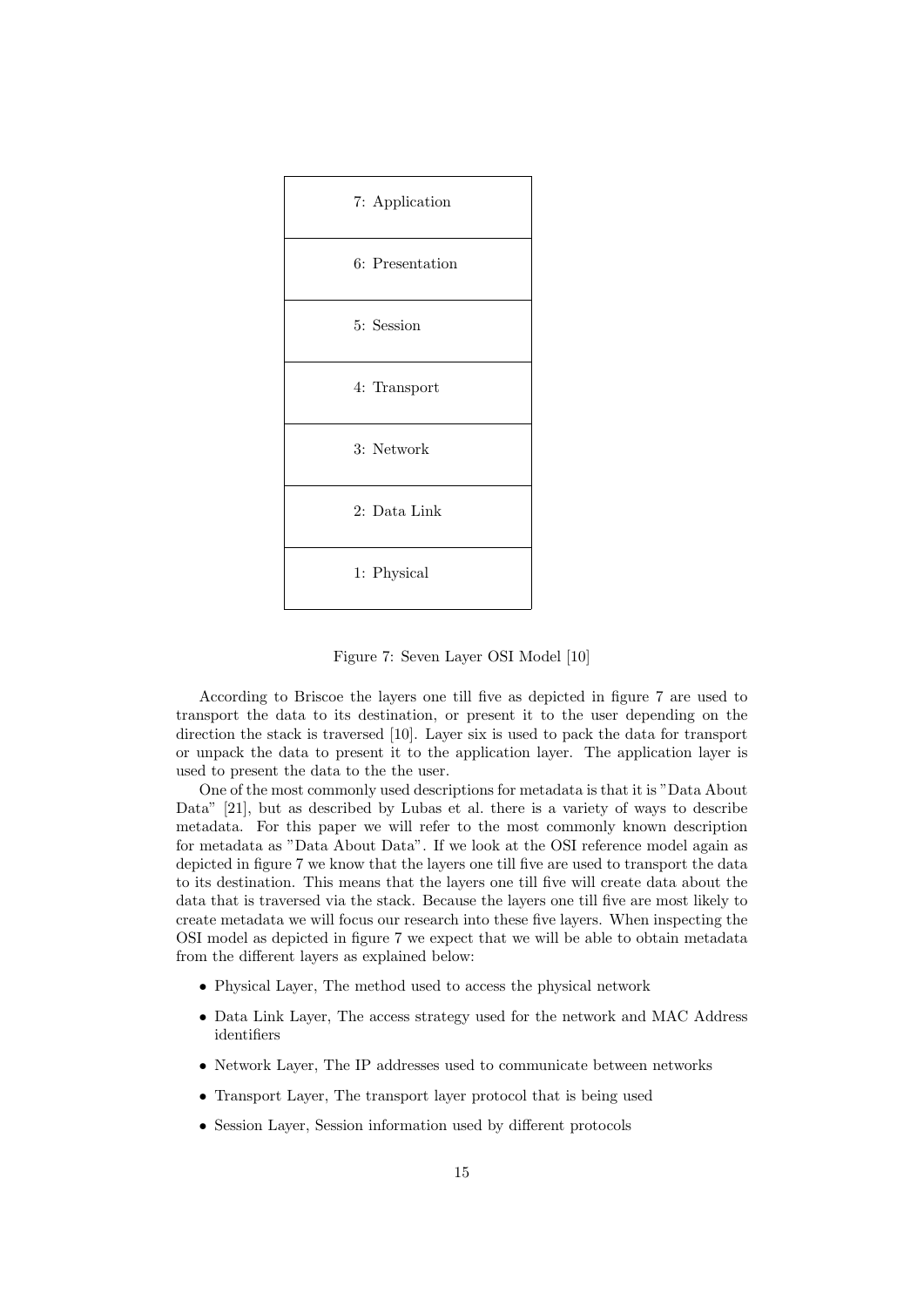| 7: Application |
|---|
| 6: Presentation |
| 5: Session |
| 4: Transport |
| 3: Network |
| 2: Data Link |
| 1: Physical |

Figure 7: Seven Layer OSI Model [10]

According to Briscoe the layers one till five as depicted in figure 7 are used to transport the data to its destination, or present it to the user depending on the direction the stack is traversed [10]. Layer six is used to pack the data for transport or unpack the data to present it to the application layer. The application layer is used to present the data to the the user.

One of the most commonly used descriptions for metadata is that it is "Data About Data" [21], but as described by Lubas et al. there is a variety of ways to describe metadata. For this paper we will refer to the most commonly known description for metadata as "Data About Data". If we look at the OSI reference model again as depicted in figure 7 we know that the layers one till five are used to transport the data to its destination. This means that the layers one till five will create data about the data that is traversed via the stack. Because the layers one till five are most likely to create metadata we will focus our research into these five layers. When inspecting the OSI model as depicted in figure 7 we expect that we will be able to obtain metadata from the different layers as explained below:

- Physical Layer, The method used to access the physical network
- Data Link Layer, The access strategy used for the network and MAC Address identifiers
- Network Layer, The IP addresses used to communicate between networks
- Transport Layer, The transport layer protocol that is being used
- Session Layer, Session information used by different protocols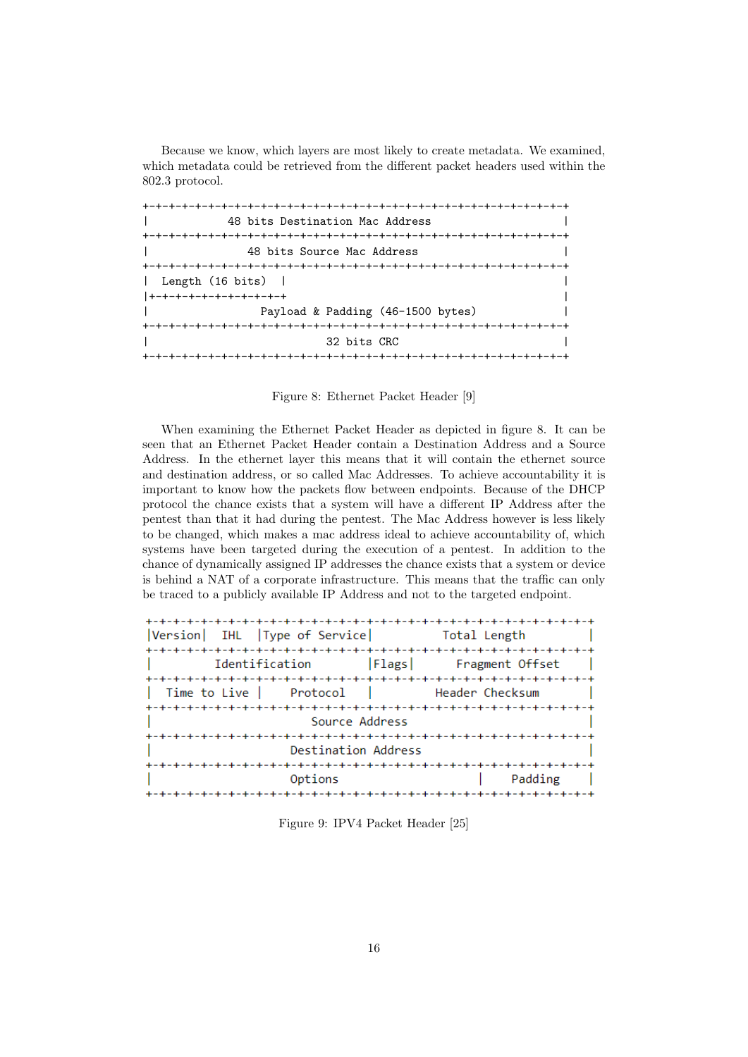Because we know, which layers are most likely to create metadata. We examined, which metadata could be retrieved from the different packet headers used within the 802.3 protocol.

```
+-+-+-+-+-+-+-+-+-+-+-+-+-+-+-+-+-+-+-+-+-+-+-+-+-+-+-+-+-+-+-+-+
|             48 bits Destination Mac Address                    |
+-+-+-+-+-+-+-+-+-+-+-+-+-+-+-+-+-+-+-+-+-+-+-+-+-+-+-+-+-+-+-+-+
|                 48 bits Source Mac Address                     |
+-+-+-+-+-+-+-+-+-+-+-+-+-+-+-+-+-+-+-+-+-+-+-+-+-+-+-+-+-+-+-+-+
|  Length (16 bits)  |                                           |
|+-+-+-+-+-+-+-+-+-+-+-+                                         |
|                   Payload & Padding (46-1500 bytes)            |
+-+-+-+-+-+-+-+-+-+-+-+-+-+-+-+-+-+-+-+-+-+-+-+-+-+-+-+-+-+-+-+-+
|                             32 bits CRC                        |
+-+-+-+-+-+-+-+-+-+-+-+-+-+-+-+-+-+-+-+-+-+-+-+-+-+-+-+-+-+-+-+-+
```

Figure 8: Ethernet Packet Header [9]

When examining the Ethernet Packet Header as depicted in figure 8. It can be seen that an Ethernet Packet Header contain a Destination Address and a Source Address. In the ethernet layer this means that it will contain the ethernet source and destination address, or so called Mac Addresses. To achieve accountability it is important to know how the packets flow between endpoints. Because of the DHCP protocol the chance exists that a system will have a different IP Address after the pentest than that it had during the pentest. The Mac Address however is less likely to be changed, which makes a mac address ideal to achieve accountability of, which systems have been targeted during the execution of a pentest. In addition to the chance of dynamically assigned IP addresses the chance exists that a system or device is behind a NAT of a corporate infrastructure. This means that the traffic can only be traced to a publicly available IP Address and not to the targeted endpoint.

```
+-+-+-+-+-+-+-+-+-+-+-+-+-+-+-+-+-+-+-+-+-+-+-+-+-+-+-+-+-+-+-+-+
|Version|  IHL  |Type of Service|          Total Length         |
+-+-+-+-+-+-+-+-+-+-+-+-+-+-+-+-+-+-+-+-+-+-+-+-+-+-+-+-+-+-+-+-+
|         Identification        |Flags|      Fragment Offset    |
+-+-+-+-+-+-+-+-+-+-+-+-+-+-+-+-+-+-+-+-+-+-+-+-+-+-+-+-+-+-+-+-+
|  Time to Live |    Protocol   |         Header Checksum       |
+-+-+-+-+-+-+-+-+-+-+-+-+-+-+-+-+-+-+-+-+-+-+-+-+-+-+-+-+-+-+-+-+
|                       Source Address                          |
+-+-+-+-+-+-+-+-+-+-+-+-+-+-+-+-+-+-+-+-+-+-+-+-+-+-+-+-+-+-+-+-+
|                    Destination Address                        |
+-+-+-+-+-+-+-+-+-+-+-+-+-+-+-+-+-+-+-+-+-+-+-+-+-+-+-+-+-+-+-+-+
|                    Options                    |    Padding    |
+-+-+-+-+-+-+-+-+-+-+-+-+-+-+-+-+-+-+-+-+-+-+-+-+-+-+-+-+-+-+-+-+
```

Figure 9: IPV4 Packet Header [25]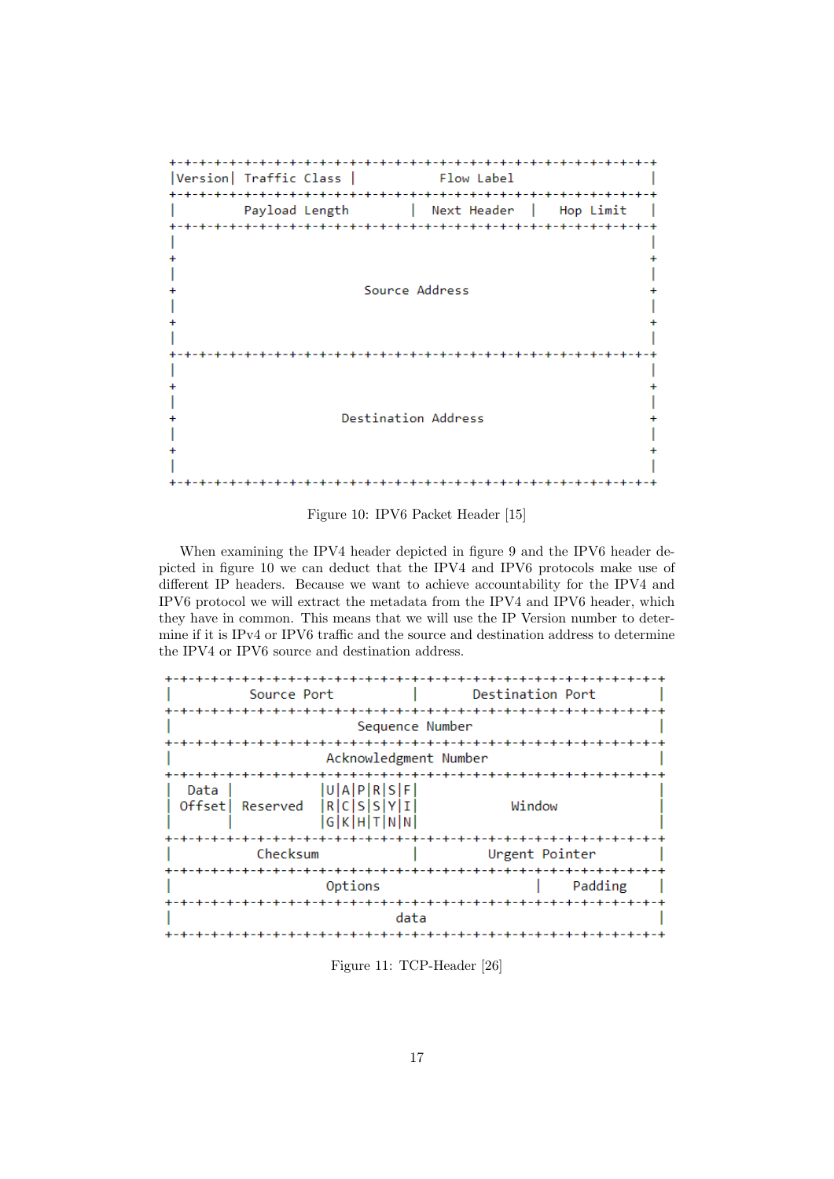```
+-+-+-+-+-+-+-+-+-+-+-+-+-+-+-+-+-+-+-+-+-+-+-+-+-+-+-+-+-+-+-+-+
|Version| Traffic Class |           Flow Label                  |
+-+-+-+-+-+-+-+-+-+-+-+-+-+-+-+-+-+-+-+-+-+-+-+-+-+-+-+-+-+-+-+-+
|         Payload Length        |  Next Header  |   Hop Limit   |
+-+-+-+-+-+-+-+-+-+-+-+-+-+-+-+-+-+-+-+-+-+-+-+-+-+-+-+-+-+-+-+-+
|                                                               |
+                                                               +
|                                                               |
+                         Source Address                        +
|                                                               |
+                                                               +
|                                                               |
+-+-+-+-+-+-+-+-+-+-+-+-+-+-+-+-+-+-+-+-+-+-+-+-+-+-+-+-+-+-+-+-+
|                                                               |
+                                                               +
|                                                               |
+                      Destination Address                      +
|                                                               |
+                                                               +
|                                                               |
+-+-+-+-+-+-+-+-+-+-+-+-+-+-+-+-+-+-+-+-+-+-+-+-+-+-+-+-+-+-+-+-+
```

Figure 10: IPV6 Packet Header [15]

When examining the IPV4 header depicted in figure 9 and the IPV6 header depicted in figure 10 we can deduct that the IPV4 and IPV6 protocols make use of different IP headers. Because we want to achieve accountability for the IPV4 and IPV6 protocol we will extract the metadata from the IPV4 and IPV6 header, which they have in common. This means that we will use the IP Version number to determine if it is IPv4 or IPV6 traffic and the source and destination address to determine the IPV4 or IPV6 source and destination address.

```
+-+-+-+-+-+-+-+-+-+-+-+-+-+-+-+-+-+-+-+-+-+-+-+-+-+-+-+-+-+-+-+-+
|          Source Port          |       Destination Port        |
+-+-+-+-+-+-+-+-+-+-+-+-+-+-+-+-+-+-+-+-+-+-+-+-+-+-+-+-+-+-+-+-+
|                        Sequence Number                        |
+-+-+-+-+-+-+-+-+-+-+-+-+-+-+-+-+-+-+-+-+-+-+-+-+-+-+-+-+-+-+-+-+
|                    Acknowledgment Number                      |
+-+-+-+-+-+-+-+-+-+-+-+-+-+-+-+-+-+-+-+-+-+-+-+-+-+-+-+-+-+-+-+-+
|  Data |           |U|A|P|R|S|F|                               |
| Offset| Reserved  |R|C|S|S|Y|I|            Window             |
|       |           |G|K|H|T|N|N|                               |
+-+-+-+-+-+-+-+-+-+-+-+-+-+-+-+-+-+-+-+-+-+-+-+-+-+-+-+-+-+-+-+-+
|           Checksum            |         Urgent Pointer        |
+-+-+-+-+-+-+-+-+-+-+-+-+-+-+-+-+-+-+-+-+-+-+-+-+-+-+-+-+-+-+-+-+
|                    Options                    |    Padding    |
+-+-+-+-+-+-+-+-+-+-+-+-+-+-+-+-+-+-+-+-+-+-+-+-+-+-+-+-+-+-+-+-+
|                             data                              |
+-+-+-+-+-+-+-+-+-+-+-+-+-+-+-+-+-+-+-+-+-+-+-+-+-+-+-+-+-+-+-+-+
```

Figure 11: TCP-Header [26]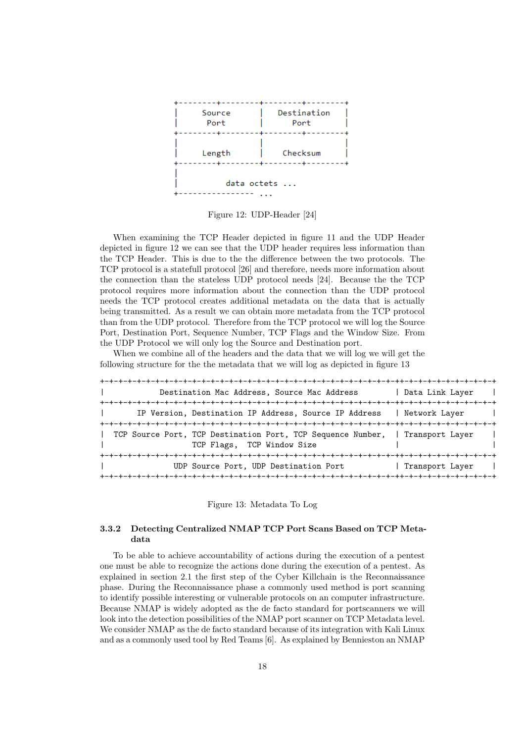```
+--------+--------+--------+--------+
|     Source      |   Destination   |
|      Port       |      Port       |
+--------+--------+--------+--------+
|                 |                 |
|     Length      |    Checksum     |
+--------+--------+--------+--------+
|
|          data octets ...
+---------------- ...
```

Figure 12: UDP-Header [24]

When examining the TCP Header depicted in figure 11 and the UDP Header depicted in figure 12 we can see that the UDP header requires less information than the TCP Header. This is due to the the difference between the two protocols. The TCP protocol is a statefull protocol [26] and therefore, needs more information about the connection than the stateless UDP protocol needs [24]. Because the the TCP protocol requires more information about the connection than the UDP protocol needs the TCP protocol creates additional metadata on the data that is actually being transmitted. As a result we can obtain more metadata from the TCP protocol than from the UDP protocol. Therefore from the TCP protocol we will log the Source Port, Destination Port, Sequence Number, TCP Flags and the Window Size. From the UDP Protocol we will only log the Source and Destination port.

When we combine all of the headers and the data that we will log we will get the following structure for the the metadata that we will log as depicted in figure 13

```
+-+-+-+-+-+-+-+-+-+-+-+-+-+-+-+-+-+-+-+-+-+-+-+-+-+-+-+-+-+-+-+-+-+-++-+-+-+-+-+-+-+-+-+-+
|           Destination Mac Address, Source Mac Address        | Data Link Layer    |
+-+-+-+-+-+-+-+-+-+-+-+-+-+-+-+-+-+-+-+-+-+-+-+-+-+-+-+-+-+-+-+-+-+-++-+-+-+-+-+-+-+-+-+-+
|       IP Version, Destination IP Address, Source IP Address   | Network Layer      |
+-+-+-+-+-+-+-+-+-+-+-+-+-+-+-+-+-+-+-+-+-+-+-+-+-+-+-+-+-+-+-+-+-+-++-+-+-+-+-+-+-+-+-+-+
|  TCP Source Port, TCP Destination Port, TCP Sequence Number,  | Transport Layer    |
|                  TCP Flags,  TCP Window Size                  |                    |
+-+-+-+-+-+-+-+-+-+-+-+-+-+-+-+-+-+-+-+-+-+-+-+-+-+-+-+-+-+-+-+-+-+-++-+-+-+-+-+-+-+-+-+-+
|              UDP Source Port, UDP Destination Port            | Transport Layer    |
+-+-+-+-+-+-+-+-+-+-+-+-+-+-+-+-+-+-+-+-+-+-+-+-+-+-+-+-+-+-+-+-+-+-++-+-+-+-+-+-+-+-+-+-+
```

Figure 13: Metadata To Log

### 3.3.2 Detecting Centralized NMAP TCP Port Scans Based on TCP Metadata

To be able to achieve accountability of actions during the execution of a pentest one must be able to recognize the actions done during the execution of a pentest. As explained in section 2.1 the first step of the Cyber Killchain is the Reconnaissance phase. During the Reconnaissance phase a commonly used method is port scanning to identify possible interesting or vulnerable protocols on an computer infrastructure. Because NMAP is widely adopted as the de facto standard for portscanners we will look into the detection possibilities of the NMAP port scanner on TCP Metadata level. We consider NMAP as the de facto standard because of its integration with Kali Linux and as a commonly used tool by Red Teams [6]. As explained by Bennieston an NMAP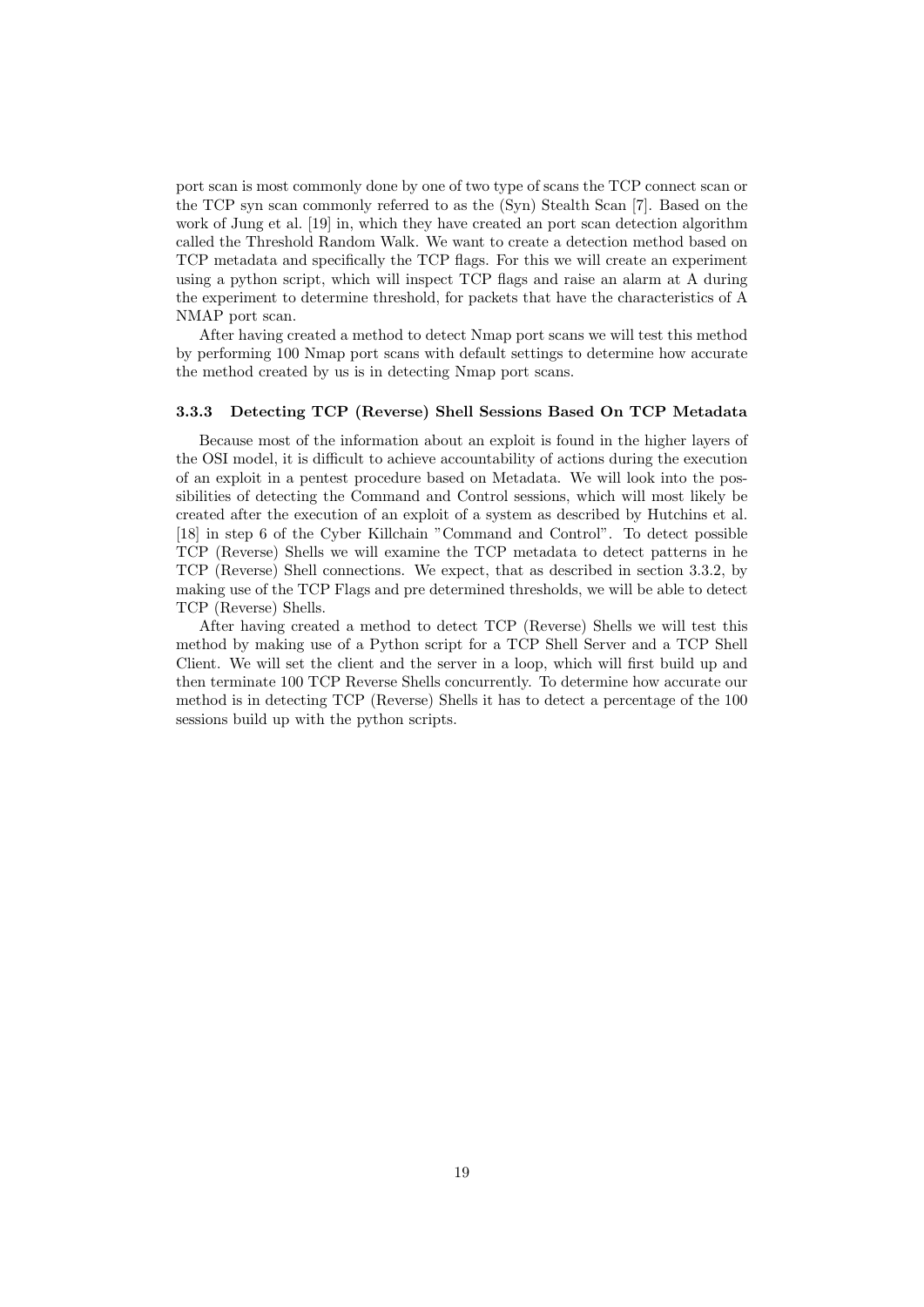port scan is most commonly done by one of two type of scans the TCP connect scan or the TCP syn scan commonly referred to as the (Syn) Stealth Scan [7]. Based on the work of Jung et al. [19] in, which they have created an port scan detection algorithm called the Threshold Random Walk. We want to create a detection method based on TCP metadata and specifically the TCP flags. For this we will create an experiment using a python script, which will inspect TCP flags and raise an alarm at A during the experiment to determine threshold, for packets that have the characteristics of A NMAP port scan.

After having created a method to detect Nmap port scans we will test this method by performing 100 Nmap port scans with default settings to determine how accurate the method created by us is in detecting Nmap port scans.

### 3.3.3 Detecting TCP (Reverse) Shell Sessions Based On TCP Metadata

Because most of the information about an exploit is found in the higher layers of the OSI model, it is difficult to achieve accountability of actions during the execution of an exploit in a pentest procedure based on Metadata. We will look into the possibilities of detecting the Command and Control sessions, which will most likely be created after the execution of an exploit of a system as described by Hutchins et al. [18] in step 6 of the Cyber Killchain "Command and Control". To detect possible TCP (Reverse) Shells we will examine the TCP metadata to detect patterns in he TCP (Reverse) Shell connections. We expect, that as described in section 3.3.2, by making use of the TCP Flags and pre determined thresholds, we will be able to detect TCP (Reverse) Shells.

After having created a method to detect TCP (Reverse) Shells we will test this method by making use of a Python script for a TCP Shell Server and a TCP Shell Client. We will set the client and the server in a loop, which will first build up and then terminate 100 TCP Reverse Shells concurrently. To determine how accurate our method is in detecting TCP (Reverse) Shells it has to detect a percentage of the 100 sessions build up with the python scripts.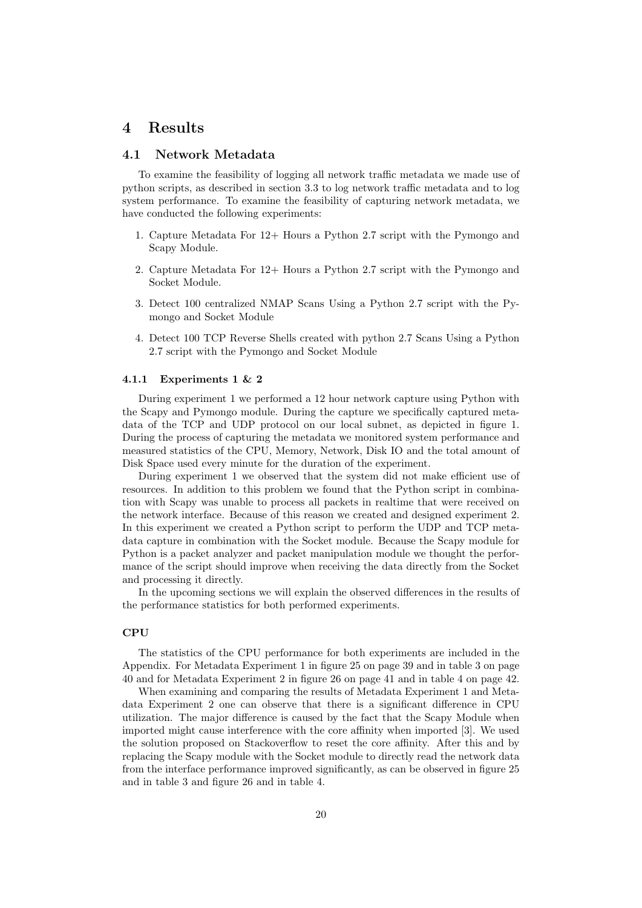# 4 Results

## 4.1 Network Metadata

To examine the feasibility of logging all network traffic metadata we made use of python scripts, as described in section 3.3 to log network traffic metadata and to log system performance. To examine the feasibility of capturing network metadata, we have conducted the following experiments:

1. Capture Metadata For 12+ Hours a Python 2.7 script with the Pymongo and Scapy Module.
2. Capture Metadata For 12+ Hours a Python 2.7 script with the Pymongo and Socket Module.
3. Detect 100 centralized NMAP Scans Using a Python 2.7 script with the Pymongo and Socket Module
4. Detect 100 TCP Reverse Shells created with python 2.7 Scans Using a Python 2.7 script with the Pymongo and Socket Module

### 4.1.1 Experiments 1 & 2

During experiment 1 we performed a 12 hour network capture using Python with the Scapy and Pymongo module. During the capture we specifically captured metadata of the TCP and UDP protocol on our local subnet, as depicted in figure 1. During the process of capturing the metadata we monitored system performance and measured statistics of the CPU, Memory, Network, Disk IO and the total amount of Disk Space used every minute for the duration of the experiment.

During experiment 1 we observed that the system did not make efficient use of resources. In addition to this problem we found that the Python script in combination with Scapy was unable to process all packets in realtime that were received on the network interface. Because of this reason we created and designed experiment 2. In this experiment we created a Python script to perform the UDP and TCP metadata capture in combination with the Socket module. Because the Scapy module for Python is a packet analyzer and packet manipulation module we thought the performance of the script should improve when receiving the data directly from the Socket and processing it directly.

In the upcoming sections we will explain the observed differences in the results of the performance statistics for both performed experiments.

#### CPU

The statistics of the CPU performance for both experiments are included in the Appendix. For Metadata Experiment 1 in figure 25 on page 39 and in table 3 on page 40 and for Metadata Experiment 2 in figure 26 on page 41 and in table 4 on page 42.

When examining and comparing the results of Metadata Experiment 1 and Metadata Experiment 2 one can observe that there is a significant difference in CPU utilization. The major difference is caused by the fact that the Scapy Module when imported might cause interference with the core affinity when imported [3]. We used the solution proposed on Stackoverflow to reset the core affinity. After this and by replacing the Scapy module with the Socket module to directly read the network data from the interface performance improved significantly, as can be observed in figure 25 and in table 3 and figure 26 and in table 4.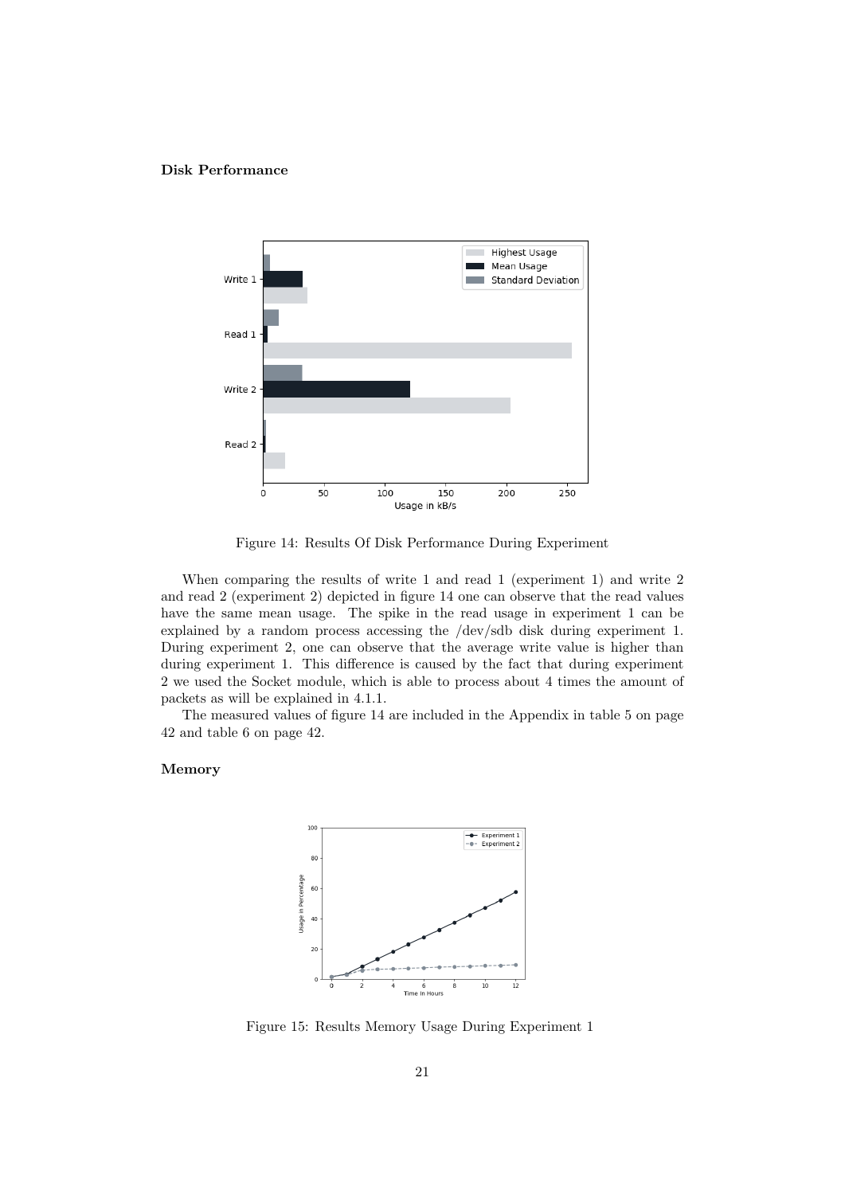**Disk Performance**

Figure 14: Results Of Disk Performance During Experiment

When comparing the results of write 1 and read 1 (experiment 1) and write 2 and read 2 (experiment 2) depicted in figure 14 one can observe that the read values have the same mean usage. The spike in the read usage in experiment 1 can be explained by a random process accessing the /dev/sdb disk during experiment 1. During experiment 2, one can observe that the average write value is higher than during experiment 1. This difference is caused by the fact that during experiment 2 we used the Socket module, which is able to process about 4 times the amount of packets as will be explained in 4.1.1.

The measured values of figure 14 are included in the Appendix in table 5 on page 42 and table 6 on page 42.

**Memory**

Figure 15: Results Memory Usage During Experiment 1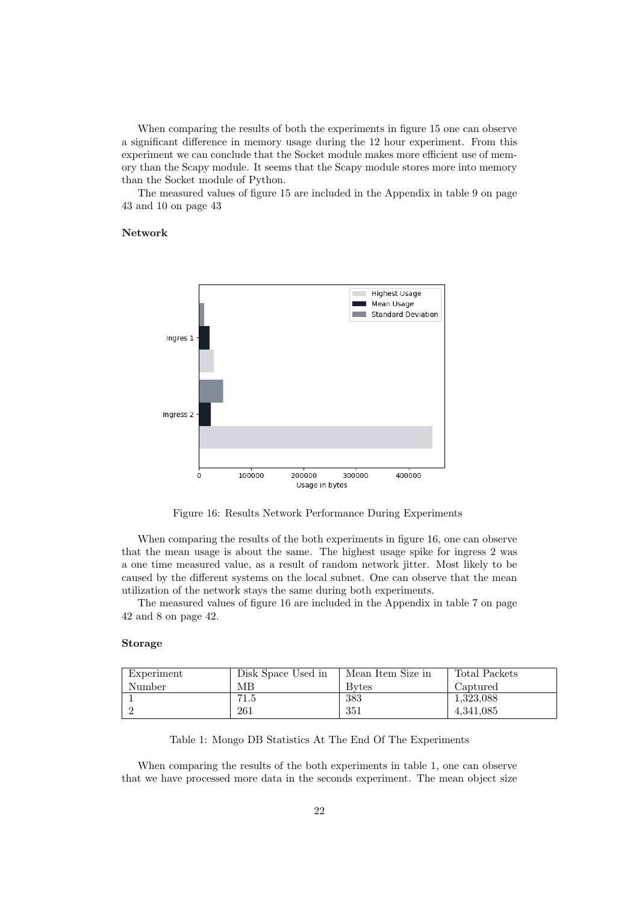When comparing the results of both the experiments in figure 15 one can observe a significant difference in memory usage during the 12 hour experiment. From this experiment we can conclude that the Socket module makes more efficient use of memory than the Scapy module. It seems that the Scapy module stores more into memory than the Socket module of Python.

The measured values of figure 15 are included in the Appendix in table 9 on page 43 and 10 on page 43

**Network**

Figure 16: Results Network Performance During Experiments

When comparing the results of the both experiments in figure 16, one can observe that the mean usage is about the same. The highest usage spike for ingress 2 was a one time measured value, as a result of random network jitter. Most likely to be caused by the different systems on the local subnet. One can observe that the mean utilization of the network stays the same during both experiments.

The measured values of figure 16 are included in the Appendix in table 7 on page 42 and 8 on page 42.

**Storage**

| Experiment Number | Disk Space Used in MB | Mean Item Size in Bytes | Total Packets Captured |
|---|---|---|---|
| 1 | 71.5 | 383 | 1,323,088 |
| 2 | 261 | 351 | 4,341,085 |

Table 1: Mongo DB Statistics At The End Of The Experiments

When comparing the results of the both experiments in table 1, one can observe that we have processed more data in the seconds experiment. The mean object size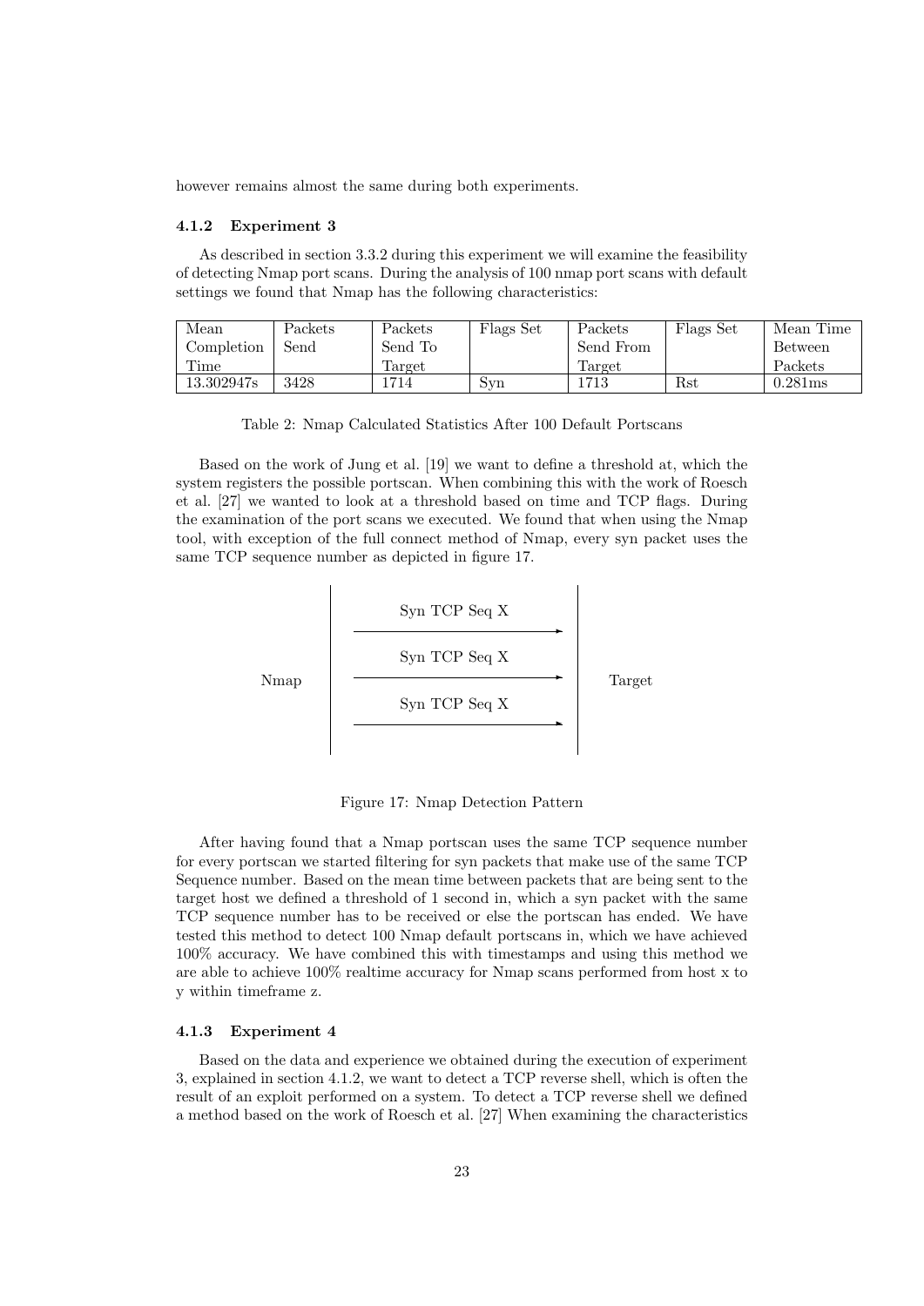however remains almost the same during both experiments.

### 4.1.2 Experiment 3

As described in section 3.3.2 during this experiment we will examine the feasibility of detecting Nmap port scans. During the analysis of 100 nmap port scans with default settings we found that Nmap has the following characteristics:

| Mean Completion Time | Packets Send | Packets Send To Target | Flags Set | Packets Send From Target | Flags Set | Mean Time Between Packets |
|---|---|---|---|---|---|---|
| 13.302947s | 3428 | 1714 | Syn | 1713 | Rst | 0.281ms |

Table 2: Nmap Calculated Statistics After 100 Default Portscans

Based on the work of Jung et al. [19] we want to define a threshold at, which the system registers the possible portscan. When combining this with the work of Roesch et al. [27] we wanted to look at a threshold based on time and TCP flags. During the examination of the port scans we executed. We found that when using the Nmap tool, with exception of the full connect method of Nmap, every syn packet uses the same TCP sequence number as depicted in figure 17.

Figure 17: Nmap Detection Pattern

After having found that a Nmap portscan uses the same TCP sequence number for every portscan we started filtering for syn packets that make use of the same TCP Sequence number. Based on the mean time between packets that are being sent to the target host we defined a threshold of 1 second in, which a syn packet with the same TCP sequence number has to be received or else the portscan has ended. We have tested this method to detect 100 Nmap default portscans in, which we have achieved 100% accuracy. We have combined this with timestamps and using this method we are able to achieve 100% realtime accuracy for Nmap scans performed from host x to y within timeframe z.

### 4.1.3 Experiment 4

Based on the data and experience we obtained during the execution of experiment 3, explained in section 4.1.2, we want to detect a TCP reverse shell, which is often the result of an exploit performed on a system. To detect a TCP reverse shell we defined a method based on the work of Roesch et al. [27] When examining the characteristics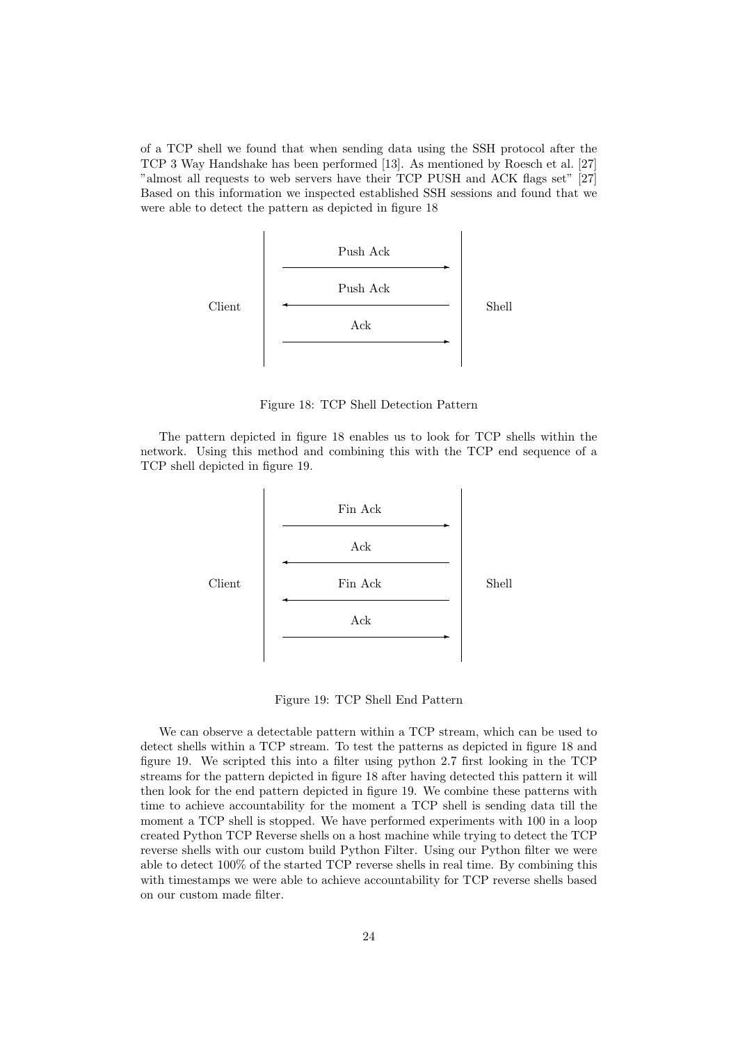of a TCP shell we found that when sending data using the SSH protocol after the TCP 3 Way Handshake has been performed [13]. As mentioned by Roesch et al. [27] "almost all requests to web servers have their TCP PUSH and ACK flags set" [27] Based on this information we inspected established SSH sessions and found that we were able to detect the pattern as depicted in figure 18

| Client | Direction | Shell |
| --- | --- | --- |
| | Push Ack → | |
| | ← Push Ack | |
| | Ack → | |

Figure 18: TCP Shell Detection Pattern

The pattern depicted in figure 18 enables us to look for TCP shells within the network. Using this method and combining this with the TCP end sequence of a TCP shell depicted in figure 19.

| Client | Direction | Shell |
| --- | --- | --- |
| | Fin Ack → | |
| | ← Ack | |
| | ← Fin Ack | |
| | Ack → | |

Figure 19: TCP Shell End Pattern

We can observe a detectable pattern within a TCP stream, which can be used to detect shells within a TCP stream. To test the patterns as depicted in figure 18 and figure 19. We scripted this into a filter using python 2.7 first looking in the TCP streams for the pattern depicted in figure 18 after having detected this pattern it will then look for the end pattern depicted in figure 19. We combine these patterns with time to achieve accountability for the moment a TCP shell is sending data till the moment a TCP shell is stopped. We have performed experiments with 100 in a loop created Python TCP Reverse shells on a host machine while trying to detect the TCP reverse shells with our custom build Python Filter. Using our Python filter we were able to detect 100% of the started TCP reverse shells in real time. By combining this with timestamps we were able to achieve accountability for TCP reverse shells based on our custom made filter.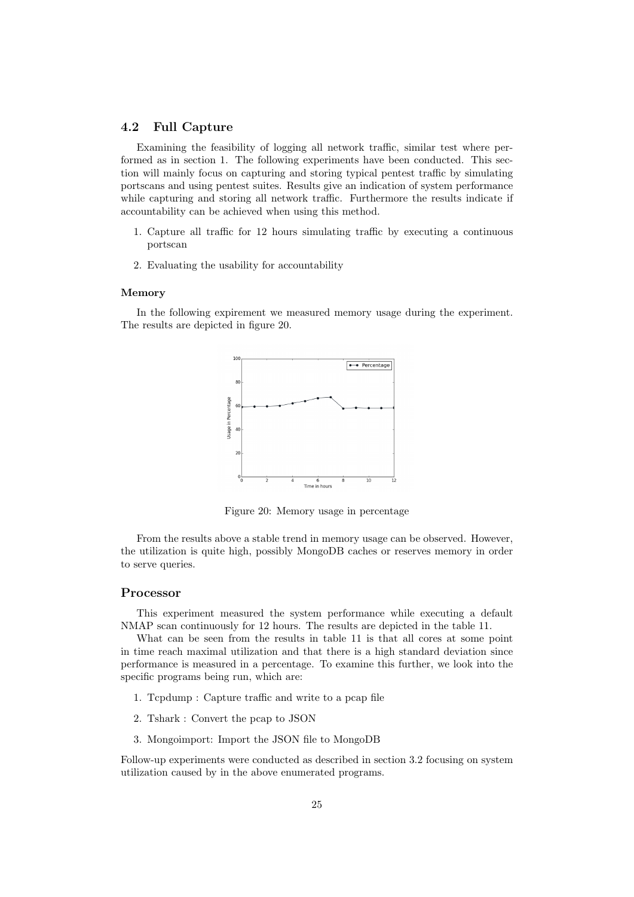## 4.2 Full Capture

Examining the feasibility of logging all network traffic, similar test where performed as in section 1. The following experiments have been conducted. This section will mainly focus on capturing and storing typical pentest traffic by simulating portscans and using pentest suites. Results give an indication of system performance while capturing and storing all network traffic. Furthermore the results indicate if accountability can be achieved when using this method.

1. Capture all traffic for 12 hours simulating traffic by executing a continuous portscan
2. Evaluating the usability for accountability

#### Memory

In the following expirement we measured memory usage during the experiment. The results are depicted in figure 20.

Figure 20: Memory usage in percentage

From the results above a stable trend in memory usage can be observed. However, the utilization is quite high, possibly MongoDB caches or reserves memory in order to serve queries.

### Processor

This experiment measured the system performance while executing a default NMAP scan continuously for 12 hours. The results are depicted in the table 11.

What can be seen from the results in table 11 is that all cores at some point in time reach maximal utilization and that there is a high standard deviation since performance is measured in a percentage. To examine this further, we look into the specific programs being run, which are:

1. Tcpdump : Capture traffic and write to a pcap file
2. Tshark : Convert the pcap to JSON
3. Mongoimport: Import the JSON file to MongoDB

Follow-up experiments were conducted as described in section 3.2 focusing on system utilization caused by in the above enumerated programs.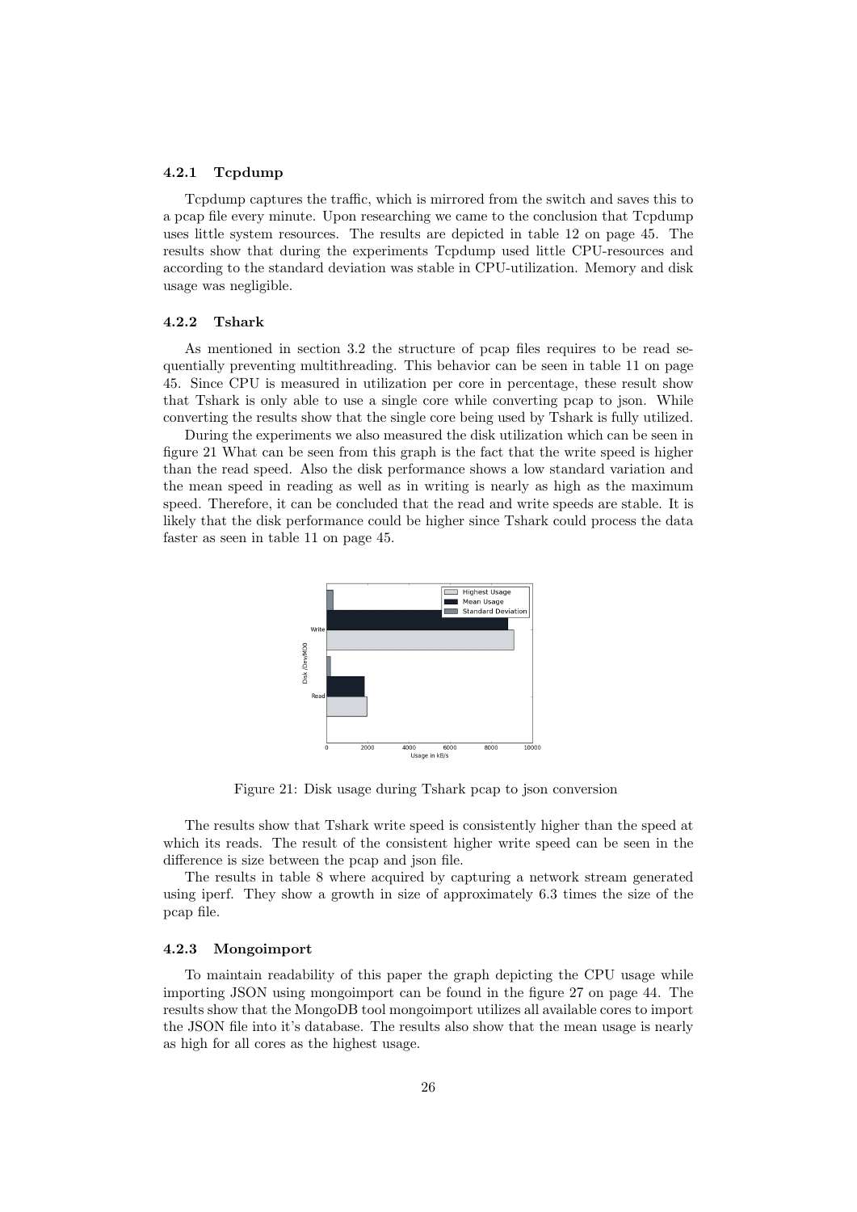### 4.2.1 Tcpdump

Tcpdump captures the traffic, which is mirrored from the switch and saves this to a pcap file every minute. Upon researching we came to the conclusion that Tcpdump uses little system resources. The results are depicted in table 12 on page 45. The results show that during the experiments Tcpdump used little CPU-resources and according to the standard deviation was stable in CPU-utilization. Memory and disk usage was negligible.

### 4.2.2 Tshark

As mentioned in section 3.2 the structure of pcap files requires to be read sequentially preventing multithreading. This behavior can be seen in table 11 on page 45. Since CPU is measured in utilization per core in percentage, these result show that Tshark is only able to use a single core while converting pcap to json. While converting the results show that the single core being used by Tshark is fully utilized.

During the experiments we also measured the disk utilization which can be seen in figure 21 What can be seen from this graph is the fact that the write speed is higher than the read speed. Also the disk performance shows a low standard variation and the mean speed in reading as well as in writing is nearly as high as the maximum speed. Therefore, it can be concluded that the read and write speeds are stable. It is likely that the disk performance could be higher since Tshark could process the data faster as seen in table 11 on page 45.

Figure 21: Disk usage during Tshark pcap to json conversion

The results show that Tshark write speed is consistently higher than the speed at which its reads. The result of the consistent higher write speed can be seen in the difference is size between the pcap and json file.

The results in table 8 where acquired by capturing a network stream generated using iperf. They show a growth in size of approximately 6.3 times the size of the pcap file.

### 4.2.3 Mongoimport

To maintain readability of this paper the graph depicting the CPU usage while importing JSON using mongoimport can be found in the figure 27 on page 44. The results show that the MongoDB tool mongoimport utilizes all available cores to import the JSON file into it's database. The results also show that the mean usage is nearly as high for all cores as the highest usage.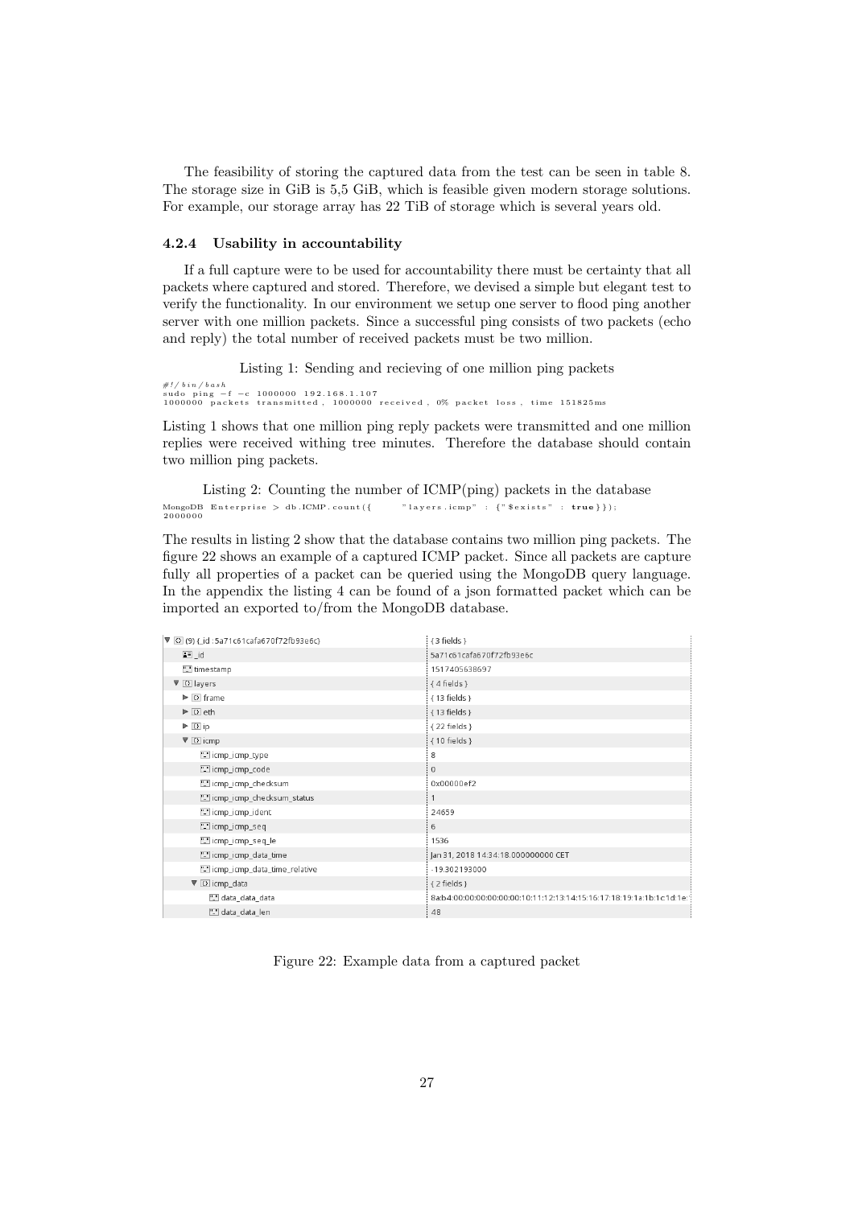The feasibility of storing the captured data from the test can be seen in table 8. The storage size in GiB is 5,5 GiB, which is feasible given modern storage solutions. For example, our storage array has 22 TiB of storage which is several years old.

### 4.2.4 Usability in accountability

If a full capture were to be used for accountability there must be certainty that all packets where captured and stored. Therefore, we devised a simple but elegant test to verify the functionality. In our environment we setup one server to flood ping another server with one million packets. Since a successful ping consists of two packets (echo and reply) the total number of received packets must be two million.

Listing 1: Sending and recieving of one million ping packets

```
#!/bin/bash
sudo ping -f -c 1000000 192.168.1.107
1000000 packets transmitted, 1000000 received, 0% packet loss, time 151825ms
```

Listing 1 shows that one million ping reply packets were transmitted and one million replies were received withing tree minutes. Therefore the database should contain two million ping packets.

Listing 2: Counting the number of ICMP(ping) packets in the database

```
MongoDB Enterprise > db.ICMP.count({    "layers.icmp" : {"$exists" : true}});
2000000
```

The results in listing 2 show that the database contains two million ping packets. The figure 22 shows an example of a captured ICMP packet. Since all packets are capture fully all properties of a packet can be queried using the MongoDB query language. In the appendix the listing 4 can be found of a json formatted packet which can be imported an exported to/from the MongoDB database.

| Key | Value |
|---|---|
| ▼ (9) {_id : 5a71c61cafa670f72fb93e6c} | { 3 fields } |
| _id | 5a71c61cafa670f72fb93e6c |
| timestamp | 1517405638697 |
| ▼ layers | { 4 fields } |
| ▶ frame | { 13 fields } |
| ▶ eth | { 13 fields } |
| ▶ ip | { 22 fields } |
| ▼ icmp | { 10 fields } |
| icmp_icmp_type | 8 |
| icmp_icmp_code | 0 |
| icmp_icmp_checksum | 0x00000ef2 |
| icmp_icmp_checksum_status | 1 |
| icmp_icmp_ident | 24659 |
| icmp_icmp_seq | 6 |
| icmp_icmp_seq_le | 1536 |
| icmp_icmp_data_time | Jan 31, 2018 14:34:18.000000000 CET |
| icmp_icmp_data_time_relative | -19.302193000 |
| ▼ icmp_data | { 2 fields } |
| data_data_data | 8a:b4:00:00:00:00:00:00:10:11:12:13:14:15:16:17:18:19:1a:1b:1c:1d:1e: |
| data_data_len | 48 |

Figure 22: Example data from a captured packet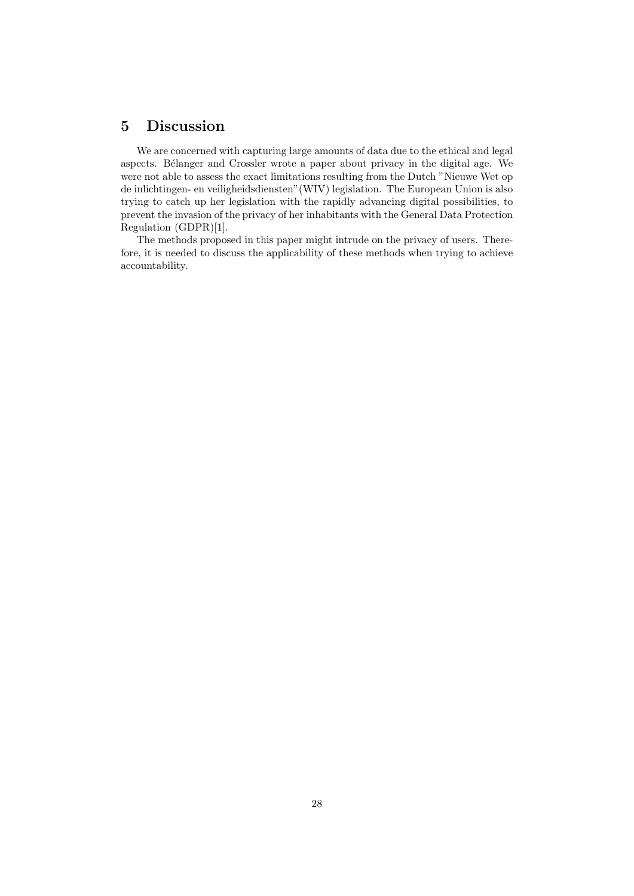# 5 Discussion

We are concerned with capturing large amounts of data due to the ethical and legal aspects. Bélanger and Crossler wrote a paper about privacy in the digital age. We were not able to assess the exact limitations resulting from the Dutch "Nieuwe Wet op de inlichtingen- en veiligheidsdiensten"(WIV) legislation. The European Union is also trying to catch up her legislation with the rapidly advancing digital possibilities, to prevent the invasion of the privacy of her inhabitants with the General Data Protection Regulation (GDPR)[1].

The methods proposed in this paper might intrude on the privacy of users. Therefore, it is needed to discuss the applicability of these methods when trying to achieve accountability.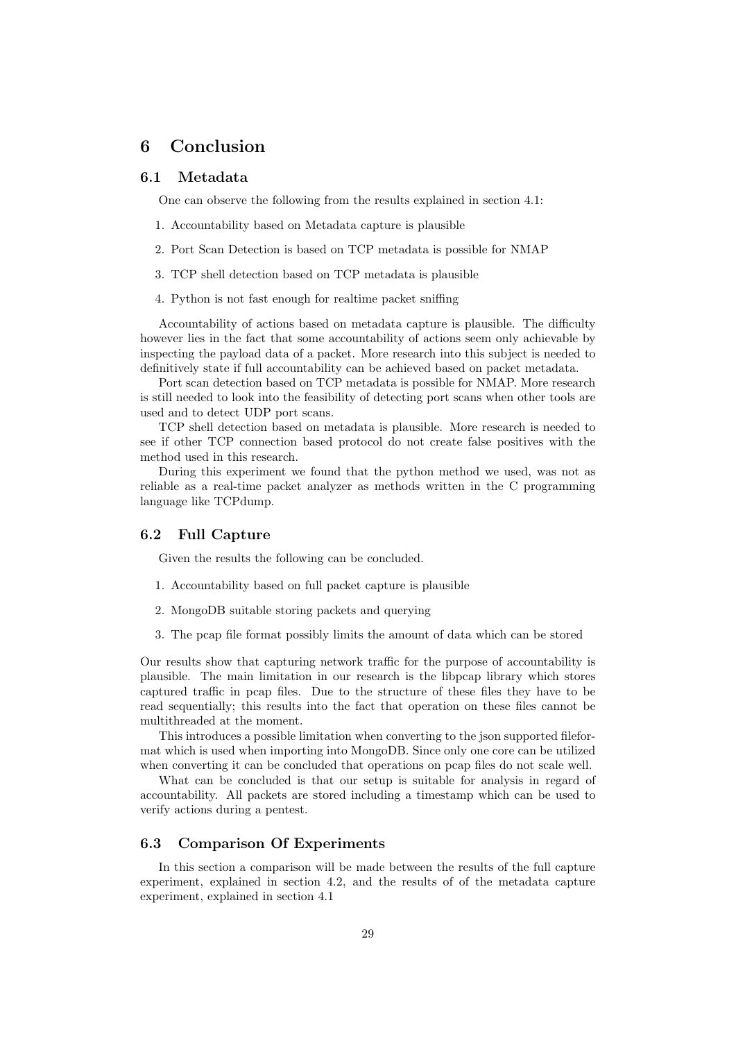# 6 Conclusion

## 6.1 Metadata

One can observe the following from the results explained in section 4.1:

1. Accountability based on Metadata capture is plausible
2. Port Scan Detection is based on TCP metadata is possible for NMAP
3. TCP shell detection based on TCP metadata is plausible
4. Python is not fast enough for realtime packet sniffing

Accountability of actions based on metadata capture is plausible. The difficulty however lies in the fact that some accountability of actions seem only achievable by inspecting the payload data of a packet. More research into this subject is needed to definitively state if full accountability can be achieved based on packet metadata.

Port scan detection based on TCP metadata is possible for NMAP. More research is still needed to look into the feasibility of detecting port scans when other tools are used and to detect UDP port scans.

TCP shell detection based on metadata is plausible. More research is needed to see if other TCP connection based protocol do not create false positives with the method used in this research.

During this experiment we found that the python method we used, was not as reliable as a real-time packet analyzer as methods written in the C programming language like TCPdump.

## 6.2 Full Capture

Given the results the following can be concluded.

1. Accountability based on full packet capture is plausible
2. MongoDB suitable storing packets and querying
3. The pcap file format possibly limits the amount of data which can be stored

Our results show that capturing network traffic for the purpose of accountability is plausible. The main limitation in our research is the libpcap library which stores captured traffic in pcap files. Due to the structure of these files they have to be read sequentially; this results into the fact that operation on these files cannot be multithreaded at the moment.

This introduces a possible limitation when converting to the json supported fileformat which is used when importing into MongoDB. Since only one core can be utilized when converting it can be concluded that operations on pcap files do not scale well.

What can be concluded is that our setup is suitable for analysis in regard of accountability. All packets are stored including a timestamp which can be used to verify actions during a pentest.

## 6.3 Comparison Of Experiments

In this section a comparison will be made between the results of the full capture experiment, explained in section 4.2, and the results of of the metadata capture experiment, explained in section 4.1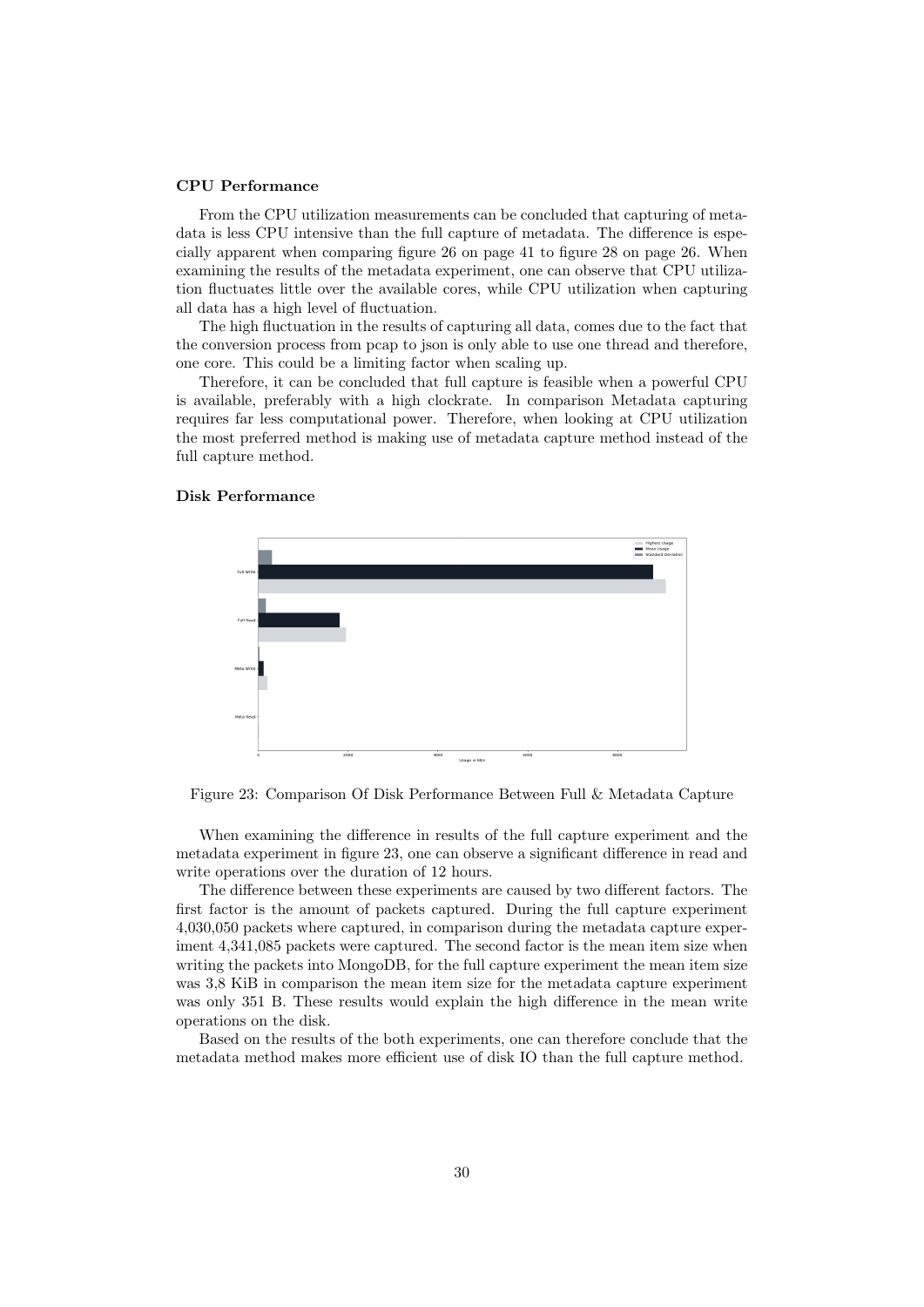**CPU Performance**

From the CPU utilization measurements can be concluded that capturing of metadata is less CPU intensive than the full capture of metadata. The difference is especially apparent when comparing figure 26 on page 41 to figure 28 on page 26. When examining the results of the metadata experiment, one can observe that CPU utilization fluctuates little over the available cores, while CPU utilization when capturing all data has a high level of fluctuation.

The high fluctuation in the results of capturing all data, comes due to the fact that the conversion process from pcap to json is only able to use one thread and therefore, one core. This could be a limiting factor when scaling up.

Therefore, it can be concluded that full capture is feasible when a powerful CPU is available, preferably with a high clockrate. In comparison Metadata capturing requires far less computational power. Therefore, when looking at CPU utilization the most preferred method is making use of metadata capture method instead of the full capture method.

**Disk Performance**

Figure 23: Comparison Of Disk Performance Between Full & Metadata Capture

When examining the difference in results of the full capture experiment and the metadata experiment in figure 23, one can observe a significant difference in read and write operations over the duration of 12 hours.

The difference between these experiments are caused by two different factors. The first factor is the amount of packets captured. During the full capture experiment 4,030,050 packets where captured, in comparison during the metadata capture experiment 4,341,085 packets were captured. The second factor is the mean item size when writing the packets into MongoDB, for the full capture experiment the mean item size was 3,8 KiB in comparison the mean item size for the metadata capture experiment was only 351 B. These results would explain the high difference in the mean write operations on the disk.

Based on the results of the both experiments, one can therefore conclude that the metadata method makes more efficient use of disk IO than the full capture method.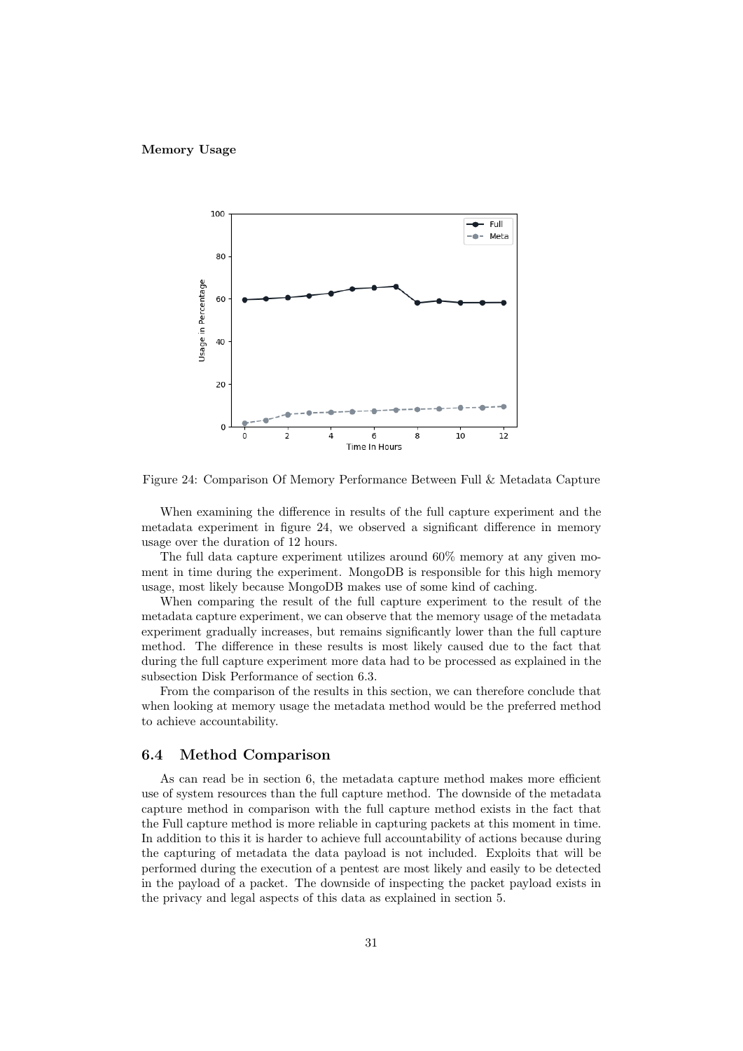**Memory Usage**

Figure 24: Comparison Of Memory Performance Between Full & Metadata Capture

When examining the difference in results of the full capture experiment and the metadata experiment in figure 24, we observed a significant difference in memory usage over the duration of 12 hours.

The full data capture experiment utilizes around 60% memory at any given moment in time during the experiment. MongoDB is responsible for this high memory usage, most likely because MongoDB makes use of some kind of caching.

When comparing the result of the full capture experiment to the result of the metadata capture experiment, we can observe that the memory usage of the metadata experiment gradually increases, but remains significantly lower than the full capture method. The difference in these results is most likely caused due to the fact that during the full capture experiment more data had to be processed as explained in the subsection Disk Performance of section 6.3.

From the comparison of the results in this section, we can therefore conclude that when looking at memory usage the metadata method would be the preferred method to achieve accountability.

## 6.4 Method Comparison

As can read be in section 6, the metadata capture method makes more efficient use of system resources than the full capture method. The downside of the metadata capture method in comparison with the full capture method exists in the fact that the Full capture method is more reliable in capturing packets at this moment in time. In addition to this it is harder to achieve full accountability of actions because during the capturing of metadata the data payload is not included. Exploits that will be performed during the execution of a pentest are most likely and easily to be detected in the payload of a packet. The downside of inspecting the packet payload exists in the privacy and legal aspects of this data as explained in section 5.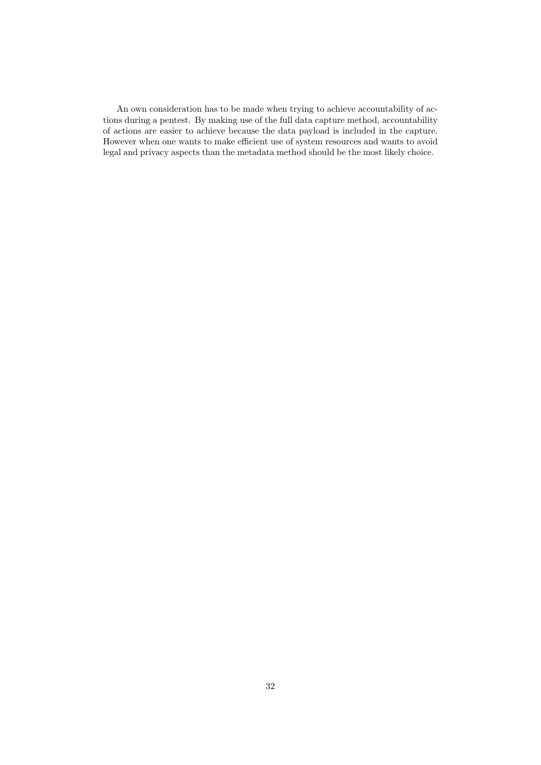An own consideration has to be made when trying to achieve accountability of actions during a pentest. By making use of the full data capture method, accountability of actions are easier to achieve because the data payload is included in the capture. However when one wants to make efficient use of system resources and wants to avoid legal and privacy aspects than the metadata method should be the most likely choice.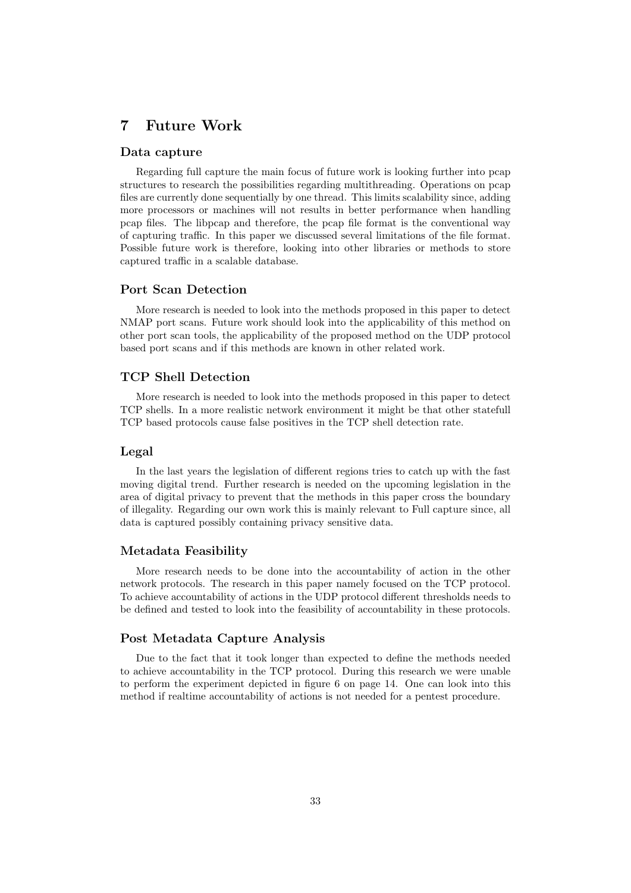# 7 Future Work

### Data capture

Regarding full capture the main focus of future work is looking further into pcap structures to research the possibilities regarding multithreading. Operations on pcap files are currently done sequentially by one thread. This limits scalability since, adding more processors or machines will not results in better performance when handling pcap files. The libpcap and therefore, the pcap file format is the conventional way of capturing traffic. In this paper we discussed several limitations of the file format. Possible future work is therefore, looking into other libraries or methods to store captured traffic in a scalable database.

### Port Scan Detection

More research is needed to look into the methods proposed in this paper to detect NMAP port scans. Future work should look into the applicability of this method on other port scan tools, the applicability of the proposed method on the UDP protocol based port scans and if this methods are known in other related work.

### TCP Shell Detection

More research is needed to look into the methods proposed in this paper to detect TCP shells. In a more realistic network environment it might be that other statefull TCP based protocols cause false positives in the TCP shell detection rate.

### Legal

In the last years the legislation of different regions tries to catch up with the fast moving digital trend. Further research is needed on the upcoming legislation in the area of digital privacy to prevent that the methods in this paper cross the boundary of illegality. Regarding our own work this is mainly relevant to Full capture since, all data is captured possibly containing privacy sensitive data.

### Metadata Feasibility

More research needs to be done into the accountability of action in the other network protocols. The research in this paper namely focused on the TCP protocol. To achieve accountability of actions in the UDP protocol different thresholds needs to be defined and tested to look into the feasibility of accountability in these protocols.

### Post Metadata Capture Analysis

Due to the fact that it took longer than expected to define the methods needed to achieve accountability in the TCP protocol. During this research we were unable to perform the experiment depicted in figure 6 on page 14. One can look into this method if realtime accountability of actions is not needed for a pentest procedure.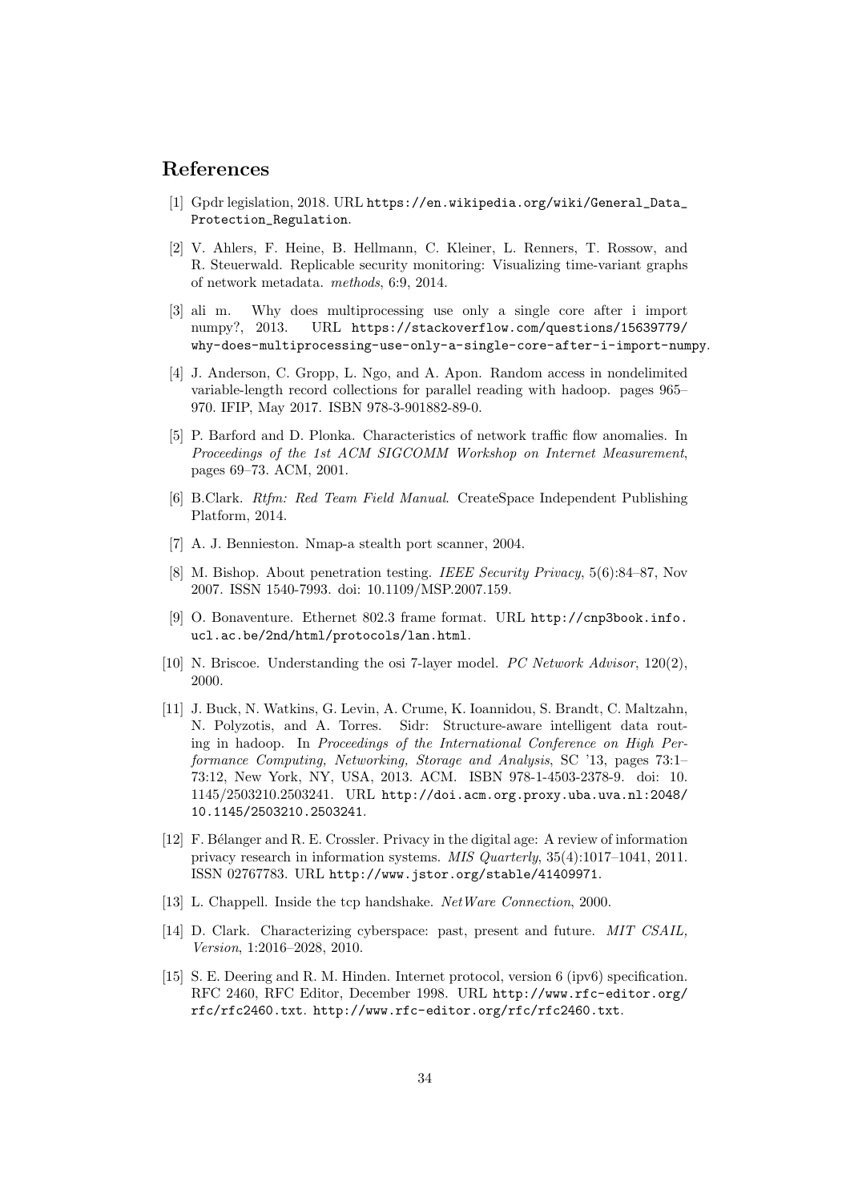# References

[1] Gpdr legislation, 2018. URL https://en.wikipedia.org/wiki/General_Data_Protection_Regulation.

[2] V. Ahlers, F. Heine, B. Hellmann, C. Kleiner, L. Renners, T. Rossow, and R. Steuerwald. Replicable security monitoring: Visualizing time-variant graphs of network metadata. *methods*, 6:9, 2014.

[3] ali m. Why does multiprocessing use only a single core after i import numpy?, 2013. URL https://stackoverflow.com/questions/15639779/why-does-multiprocessing-use-only-a-single-core-after-i-import-numpy.

[4] J. Anderson, C. Gropp, L. Ngo, and A. Apon. Random access in nondelimited variable-length record collections for parallel reading with hadoop. pages 965–970. IFIP, May 2017. ISBN 978-3-901882-89-0.

[5] P. Barford and D. Plonka. Characteristics of network traffic flow anomalies. In *Proceedings of the 1st ACM SIGCOMM Workshop on Internet Measurement*, pages 69–73. ACM, 2001.

[6] B.Clark. *Rtfm: Red Team Field Manual*. CreateSpace Independent Publishing Platform, 2014.

[7] A. J. Bennieston. Nmap-a stealth port scanner, 2004.

[8] M. Bishop. About penetration testing. *IEEE Security Privacy*, 5(6):84–87, Nov 2007. ISSN 1540-7993. doi: 10.1109/MSP.2007.159.

[9] O. Bonaventure. Ethernet 802.3 frame format. URL http://cnp3book.info.ucl.ac.be/2nd/html/protocols/lan.html.

[10] N. Briscoe. Understanding the osi 7-layer model. *PC Network Advisor*, 120(2), 2000.

[11] J. Buck, N. Watkins, G. Levin, A. Crume, K. Ioannidou, S. Brandt, C. Maltzahn, N. Polyzotis, and A. Torres. Sidr: Structure-aware intelligent data routing in hadoop. In *Proceedings of the International Conference on High Performance Computing, Networking, Storage and Analysis*, SC '13, pages 73:1–73:12, New York, NY, USA, 2013. ACM. ISBN 978-1-4503-2378-9. doi: 10.1145/2503210.2503241. URL http://doi.acm.org.proxy.uba.uva.nl:2048/10.1145/2503210.2503241.

[12] F. Bélanger and R. E. Crossler. Privacy in the digital age: A review of information privacy research in information systems. *MIS Quarterly*, 35(4):1017–1041, 2011. ISSN 02767783. URL http://www.jstor.org/stable/41409971.

[13] L. Chappell. Inside the tcp handshake. *NetWare Connection*, 2000.

[14] D. Clark. Characterizing cyberspace: past, present and future. *MIT CSAIL, Version*, 1:2016–2028, 2010.

[15] S. E. Deering and R. M. Hinden. Internet protocol, version 6 (ipv6) specification. RFC 2460, RFC Editor, December 1998. URL http://www.rfc-editor.org/rfc/rfc2460.txt. http://www.rfc-editor.org/rfc/rfc2460.txt.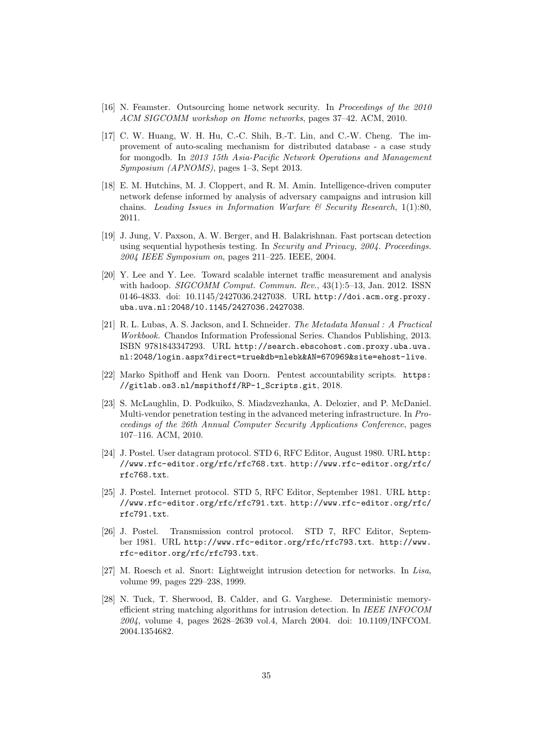[16] N. Feamster. Outsourcing home network security. In *Proceedings of the 2010 ACM SIGCOMM workshop on Home networks*, pages 37–42. ACM, 2010.

[17] C. W. Huang, W. H. Hu, C.-C. Shih, B.-T. Lin, and C.-W. Cheng. The improvement of auto-scaling mechanism for distributed database - a case study for mongodb. In *2013 15th Asia-Pacific Network Operations and Management Symposium (APNOMS)*, pages 1–3, Sept 2013.

[18] E. M. Hutchins, M. J. Cloppert, and R. M. Amin. Intelligence-driven computer network defense informed by analysis of adversary campaigns and intrusion kill chains. *Leading Issues in Information Warfare & Security Research*, 1(1):80, 2011.

[19] J. Jung, V. Paxson, A. W. Berger, and H. Balakrishnan. Fast portscan detection using sequential hypothesis testing. In *Security and Privacy, 2004. Proceedings. 2004 IEEE Symposium on*, pages 211–225. IEEE, 2004.

[20] Y. Lee and Y. Lee. Toward scalable internet traffic measurement and analysis with hadoop. *SIGCOMM Comput. Commun. Rev.*, 43(1):5–13, Jan. 2012. ISSN 0146-4833. doi: 10.1145/2427036.2427038. URL http://doi.acm.org.proxy.uba.uva.nl:2048/10.1145/2427036.2427038.

[21] R. L. Lubas, A. S. Jackson, and I. Schneider. *The Metadata Manual : A Practical Workbook*. Chandos Information Professional Series. Chandos Publishing, 2013. ISBN 9781843347293. URL http://search.ebscohost.com.proxy.uba.uva.nl:2048/login.aspx?direct=true&db=nlebk&AN=670969&site=ehost-live.

[22] Marko Spithoff and Henk van Doorn. Pentest accountability scripts. https://gitlab.os3.nl/mspithoff/RP-1_Scripts.git, 2018.

[23] S. McLaughlin, D. Podkuiko, S. Miadzvezhanka, A. Delozier, and P. McDaniel. Multi-vendor penetration testing in the advanced metering infrastructure. In *Proceedings of the 26th Annual Computer Security Applications Conference*, pages 107–116. ACM, 2010.

[24] J. Postel. User datagram protocol. STD 6, RFC Editor, August 1980. URL http://www.rfc-editor.org/rfc/rfc768.txt. http://www.rfc-editor.org/rfc/rfc768.txt.

[25] J. Postel. Internet protocol. STD 5, RFC Editor, September 1981. URL http://www.rfc-editor.org/rfc/rfc791.txt. http://www.rfc-editor.org/rfc/rfc791.txt.

[26] J. Postel. Transmission control protocol. STD 7, RFC Editor, September 1981. URL http://www.rfc-editor.org/rfc/rfc793.txt. http://www.rfc-editor.org/rfc/rfc793.txt.

[27] M. Roesch et al. Snort: Lightweight intrusion detection for networks. In *Lisa*, volume 99, pages 229–238, 1999.

[28] N. Tuck, T. Sherwood, B. Calder, and G. Varghese. Deterministic memory-efficient string matching algorithms for intrusion detection. In *IEEE INFOCOM 2004*, volume 4, pages 2628–2639 vol.4, March 2004. doi: 10.1109/INFCOM.2004.1354682.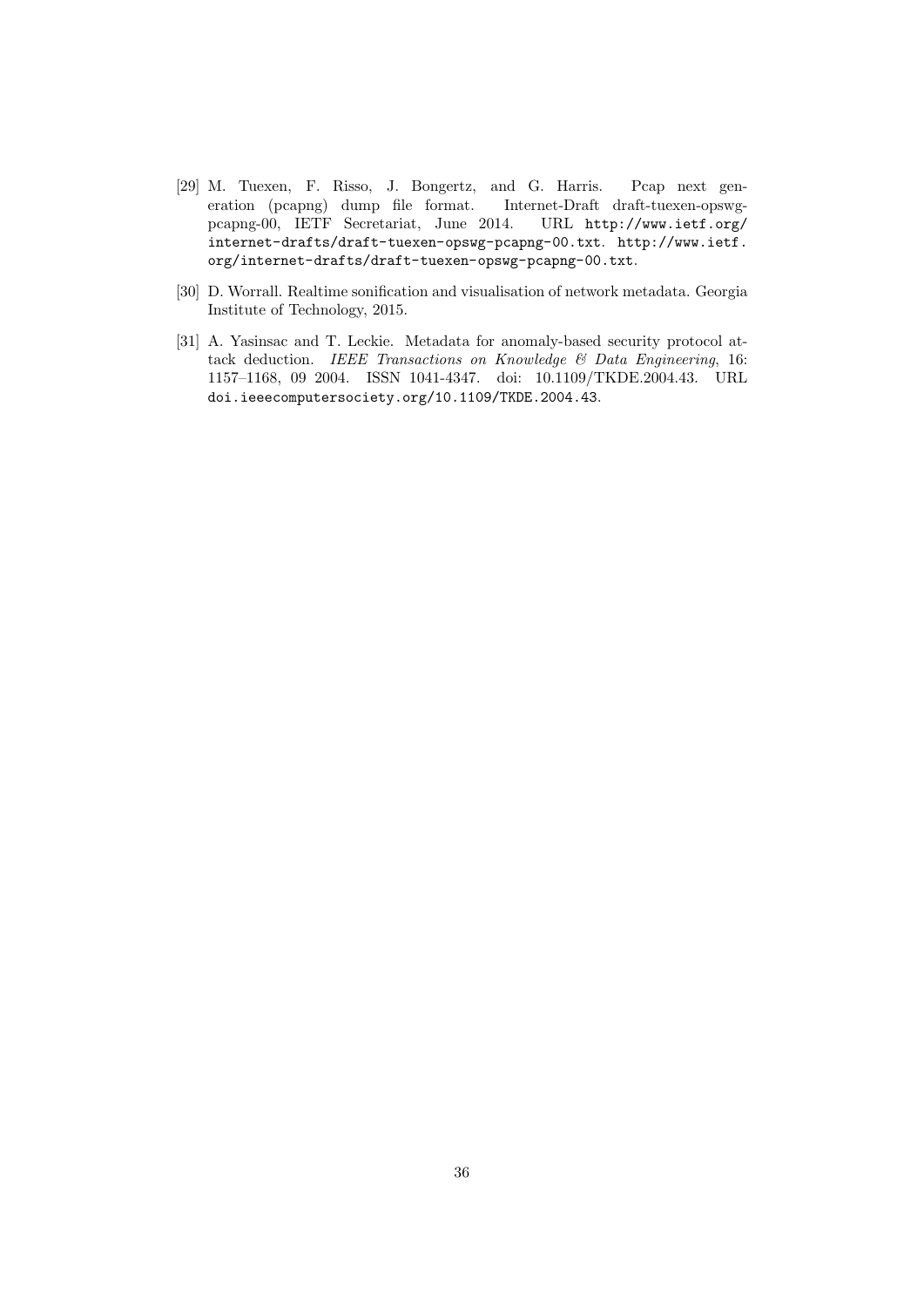[29] M. Tuexen, F. Risso, J. Bongertz, and G. Harris. Pcap next generation (pcapng) dump file format. Internet-Draft draft-tuexen-opswg-pcapng-00, IETF Secretariat, June 2014. URL http://www.ietf.org/internet-drafts/draft-tuexen-opswg-pcapng-00.txt. http://www.ietf.org/internet-drafts/draft-tuexen-opswg-pcapng-00.txt.

[30] D. Worrall. Realtime sonification and visualisation of network metadata. Georgia Institute of Technology, 2015.

[31] A. Yasinsac and T. Leckie. Metadata for anomaly-based security protocol attack deduction. *IEEE Transactions on Knowledge & Data Engineering*, 16: 1157–1168, 09 2004. ISSN 1041-4347. doi: 10.1109/TKDE.2004.43. URL doi.ieeecomputersociety.org/10.1109/TKDE.2004.43.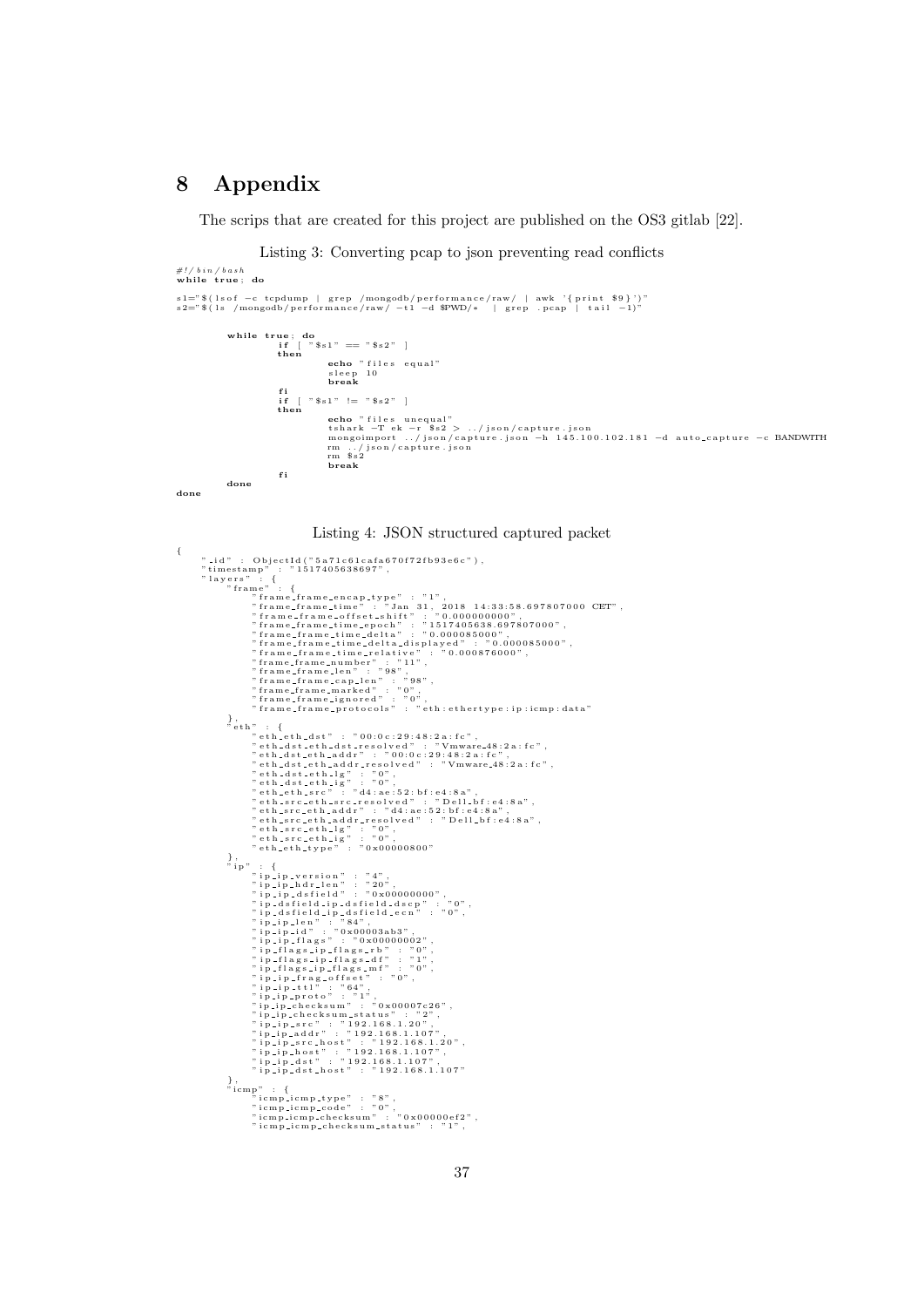# 8 Appendix

The scrips that are created for this project are published on the OS3 gitlab [22].

Listing 3: Converting pcap to json preventing read conflicts

```
#!/bin/bash
while true; do

s1="$(lsof -c tcpdump | grep /mongodb/performance/raw/ | awk '{print $9}')"
s2="$(ls /mongodb/performance/raw/ -t1 -d $PWD/* | grep .pcap | tail -1)"


        while true; do
                if [ "$s1" == "$s2" ]
                then
                        echo "files equal"
                        sleep 10
                        break
                fi
                if [ "$s1" != "$s2" ]
                then
                        echo "files unequal"
                        tshark -T ek -r $s2 > ../json/capture.json
                        mongoimport ../json/capture.json -h 145.100.102.181 -d auto_capture -c BANDWITH
                        rm ../json/capture.json
                        rm $s2
                        break
                fi
        done
done
```

Listing 4: JSON structured captured packet

```
{
    "_id" : ObjectId("5a71c61cafa670f72fb93e6c"),
    "timestamp" : "1517405638697",
    "layers" : {
        "frame" : {
            "frame_frame_encap_type" : "1",
            "frame_frame_time" : "Jan 31, 2018 14:33:58.697807000 CET",
            "frame_frame_offset_shift" : "0.000000000",
            "frame_frame_time_epoch" : "1517405638.697807000",
            "frame_frame_time_delta" : "0.000085000",
            "frame_frame_time_delta_displayed" : "0.000085000",
            "frame_frame_time_relative" : "0.000876000",
            "frame_frame_number" : "11",
            "frame_frame_len" : "98",
            "frame_frame_cap_len" : "98",
            "frame_frame_marked" : "0",
            "frame_frame_ignored" : "0",
            "frame_frame_protocols" : "eth:ethertype:ip:icmp:data"
        },
        "eth" : {
            "eth_eth_dst" : "00:0c:29:48:2a:fc",
            "eth_dst_eth_dst_resolved" : "Vmware_48:2a:fc",
            "eth_dst_eth_addr" : "00:0c:29:48:2a:fc",
            "eth_dst_eth_addr_resolved" : "Vmware_48:2a:fc",
            "eth_dst_eth_lg" : "0",
            "eth_dst_eth_ig" : "0",
            "eth_eth_src" : "d4:ae:52:bf:e4:8a",
            "eth_src_eth_src_resolved" : "Dell_bf:e4:8a",
            "eth_src_eth_addr" : "d4:ae:52:bf:e4:8a",
            "eth_src_eth_addr_resolved" : "Dell_bf:e4:8a",
            "eth_src_eth_lg" : "0",
            "eth_src_eth_ig" : "0",
            "eth_eth_type" : "0x00000800"
        },
        "ip" : {
            "ip_ip_version" : "4",
            "ip_ip_hdr_len" : "20",
            "ip_ip_dsfield" : "0x00000000",
            "ip_dsfield_ip_dsfield_dscp" : "0",
            "ip_dsfield_ip_dsfield_ecn" : "0",
            "ip_ip_len" : "84",
            "ip_ip_id" : "0x00003ab3",
            "ip_ip_flags" : "0x00000002",
            "ip_flags_ip_flags_rb" : "0",
            "ip_flags_ip_flags_df" : "1",
            "ip_flags_ip_flags_mf" : "0",
            "ip_ip_frag_offset" : "0",
            "ip_ip_ttl" : "64",
            "ip_ip_proto" : "1",
            "ip_ip_checksum" : "0x00007c26",
            "ip_ip_checksum_status" : "2",
            "ip_ip_src" : "192.168.1.20",
            "ip_ip_addr" : "192.168.1.107",
            "ip_ip_src_host" : "192.168.1.20",
            "ip_ip_host" : "192.168.1.107",
            "ip_ip_dst" : "192.168.1.107",
            "ip_ip_dst_host" : "192.168.1.107"
        },
        "icmp" : {
            "icmp_icmp_type" : "8",
            "icmp_icmp_code" : "0",
            "icmp_icmp_checksum" : "0x00000ef2",
            "icmp_icmp_checksum_status" : "1",
```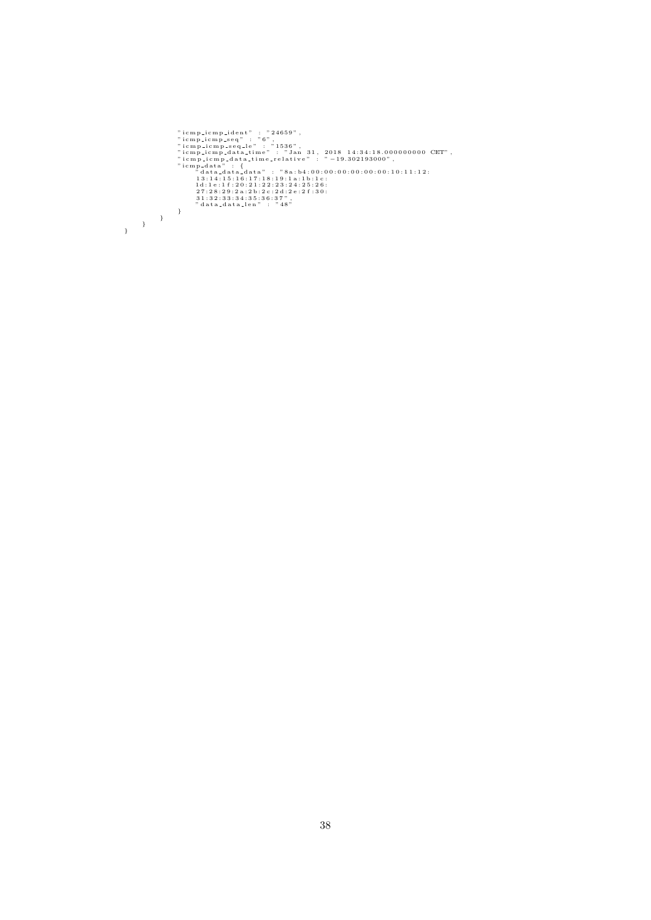```
            "icmp_icmp_ident" : "24659",
            "icmp_icmp_seq" : "6",
            "icmp_icmp_seq_le" : "1536",
            "icmp_icmp_data_time" : "Jan 31, 2018 14:34:18.000000000 CET",
            "icmp_icmp_data_time_relative" : "-19.302193000",
            "icmp_data" : {
                "data_data_data" : "8a:b4:00:00:00:00:00:00:10:11:12:
                13:14:15:16:17:18:19:1a:1b:1c:
                1d:1e:1f:20:21:22:23:24:25:26:
                27:28:29:2a:2b:2c:2d:2e:2f:30:
                31:32:33:34:35:36:37",
                "data_data_len" : "48"
            }
        }
    }
}
```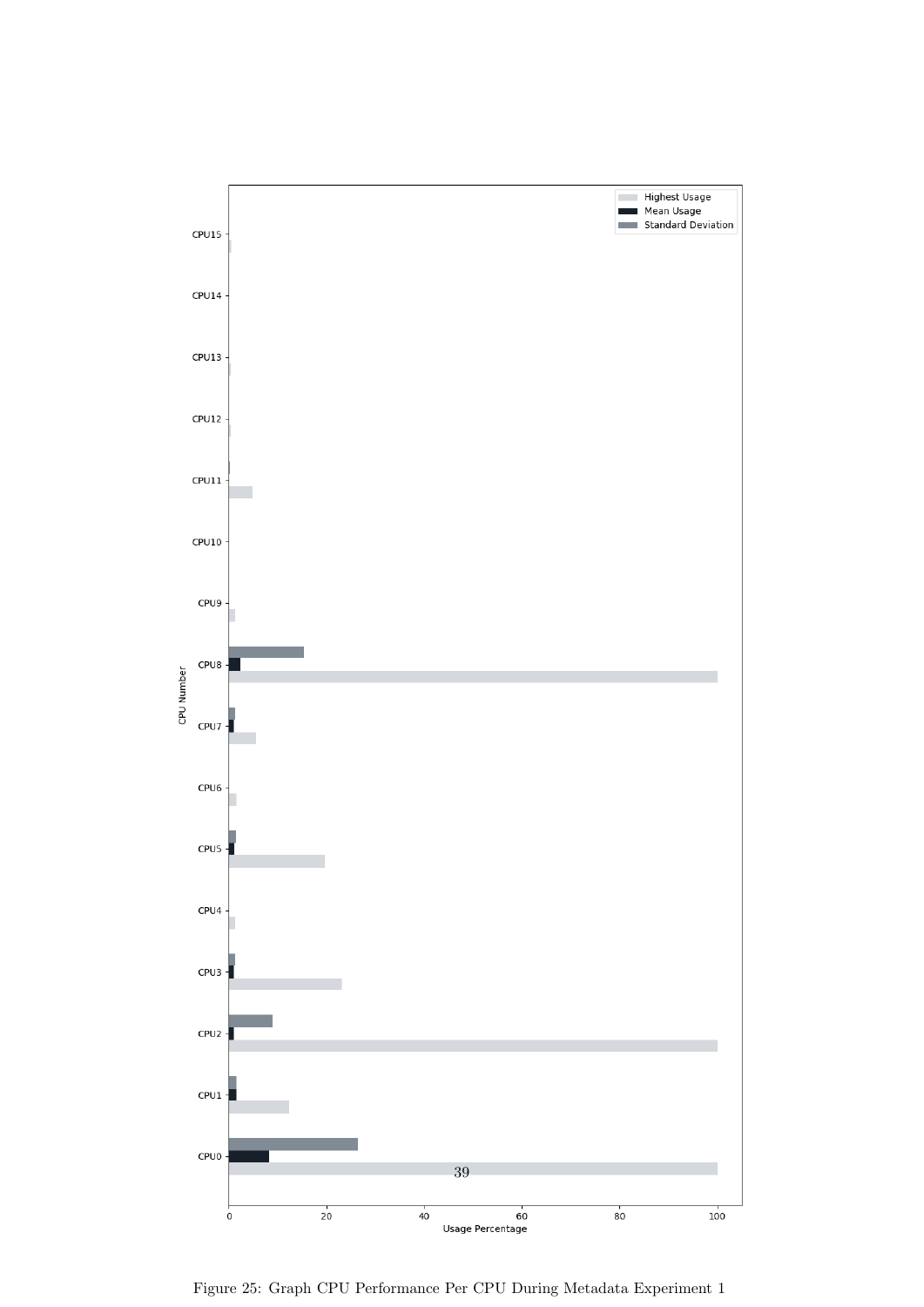Figure 25: Graph CPU Performance Per CPU During Metadata Experiment 1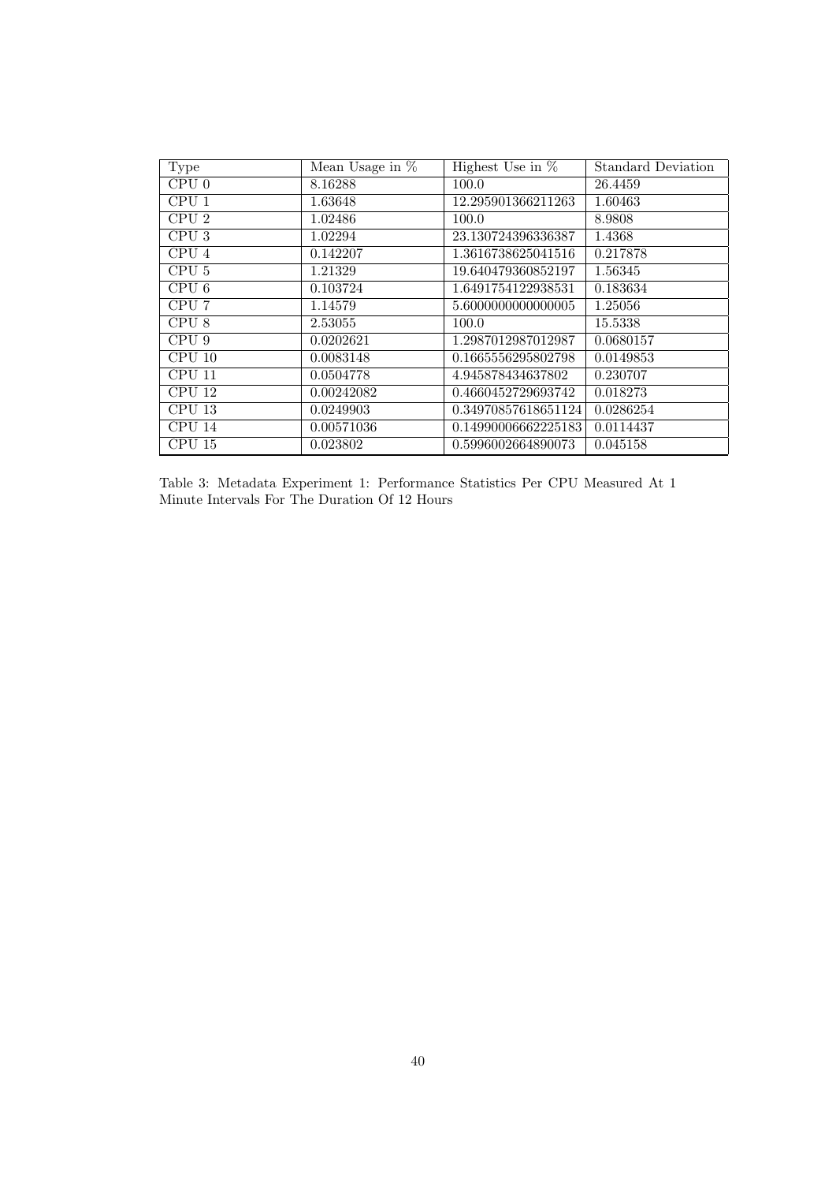| Type | Mean Usage in % | Highest Use in % | Standard Deviation |
|---|---|---|---|
| CPU 0 | 8.16288 | 100.0 | 26.4459 |
| CPU 1 | 1.63648 | 12.295901366211263 | 1.60463 |
| CPU 2 | 1.02486 | 100.0 | 8.9808 |
| CPU 3 | 1.02294 | 23.130724396336387 | 1.4368 |
| CPU 4 | 0.142207 | 1.3616738625041516 | 0.217878 |
| CPU 5 | 1.21329 | 19.640479360852197 | 1.56345 |
| CPU 6 | 0.103724 | 1.6491754122938531 | 0.183634 |
| CPU 7 | 1.14579 | 5.6000000000000005 | 1.25056 |
| CPU 8 | 2.53055 | 100.0 | 15.5338 |
| CPU 9 | 0.0202621 | 1.2987012987012987 | 0.0680157 |
| CPU 10 | 0.0083148 | 0.1665556295802798 | 0.0149853 |
| CPU 11 | 0.0504778 | 4.945878434637802 | 0.230707 |
| CPU 12 | 0.00242082 | 0.4660452729693742 | 0.018273 |
| CPU 13 | 0.0249903 | 0.34970857618651124 | 0.0286254 |
| CPU 14 | 0.00571036 | 0.14990006662225183 | 0.0114437 |
| CPU 15 | 0.023802 | 0.5996002664890073 | 0.045158 |

Table 3: Metadata Experiment 1: Performance Statistics Per CPU Measured At 1 Minute Intervals For The Duration Of 12 Hours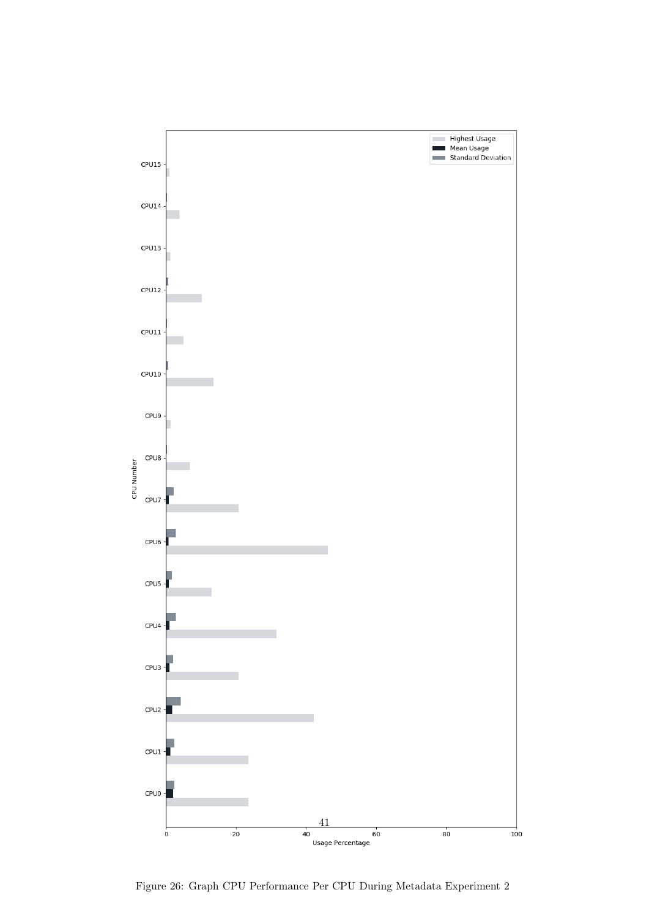Figure 26: Graph CPU Performance Per CPU During Metadata Experiment 2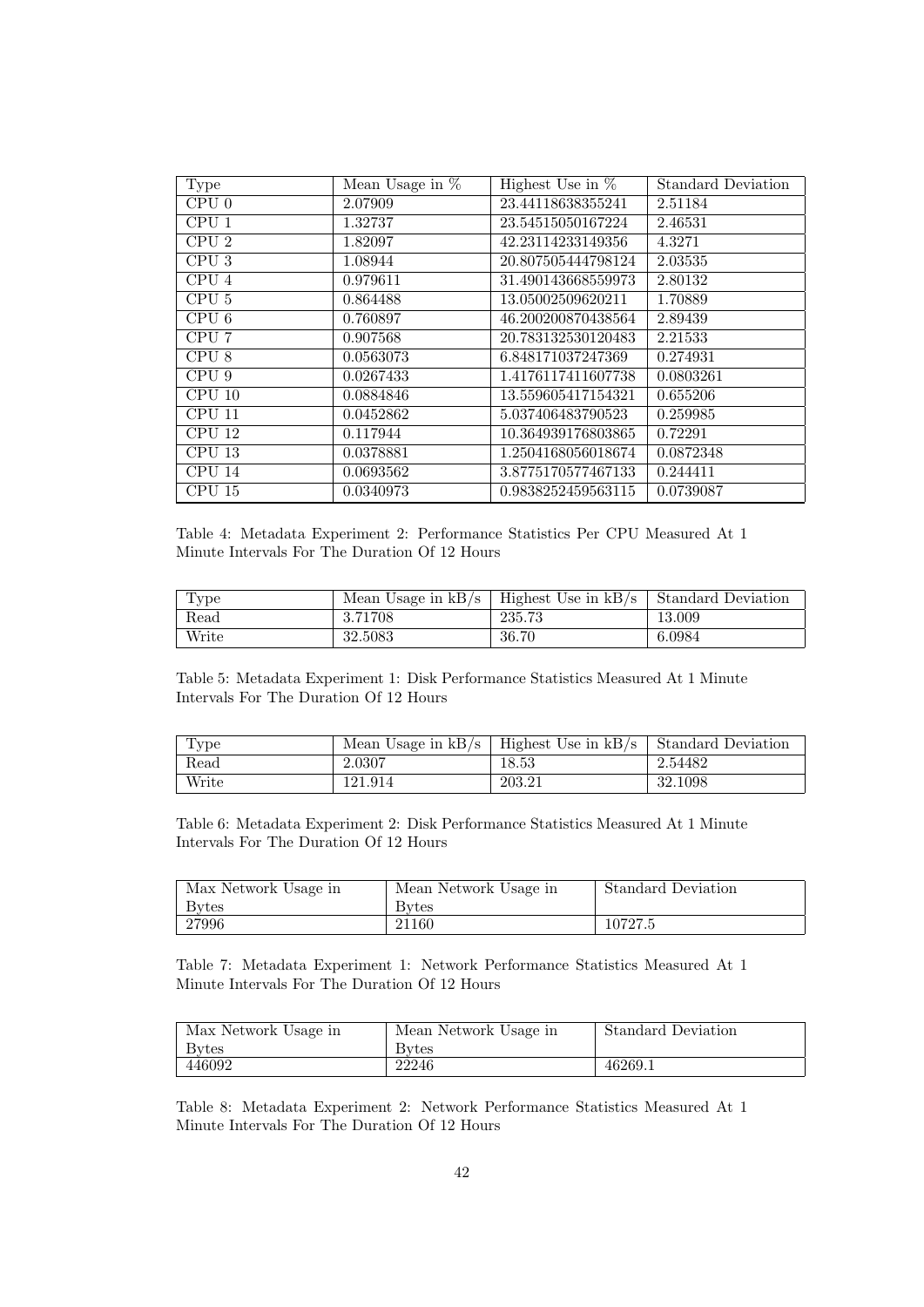| Type | Mean Usage in % | Highest Use in % | Standard Deviation |
| --- | --- | --- | --- |
| CPU 0 | 2.07909 | 23.44118638355241 | 2.51184 |
| CPU 1 | 1.32737 | 23.54515050167224 | 2.46531 |
| CPU 2 | 1.82097 | 42.23114233149356 | 4.3271 |
| CPU 3 | 1.08944 | 20.807505444798124 | 2.03535 |
| CPU 4 | 0.979611 | 31.490143668559973 | 2.80132 |
| CPU 5 | 0.864488 | 13.05002509620211 | 1.70889 |
| CPU 6 | 0.760897 | 46.200200870438564 | 2.89439 |
| CPU 7 | 0.907568 | 20.783132530120483 | 2.21533 |
| CPU 8 | 0.0563073 | 6.848171037247369 | 0.274931 |
| CPU 9 | 0.0267433 | 1.4176117411607738 | 0.0803261 |
| CPU 10 | 0.0884846 | 13.559605417154321 | 0.655206 |
| CPU 11 | 0.0452862 | 5.037406483790523 | 0.259985 |
| CPU 12 | 0.117944 | 10.364939176803865 | 0.72291 |
| CPU 13 | 0.0378881 | 1.2504168056018674 | 0.0872348 |
| CPU 14 | 0.0693562 | 3.8775170577467133 | 0.244411 |
| CPU 15 | 0.0340973 | 0.9838252459563115 | 0.0739087 |

Table 4: Metadata Experiment 2: Performance Statistics Per CPU Measured At 1 Minute Intervals For The Duration Of 12 Hours

| Type | Mean Usage in kB/s | Highest Use in kB/s | Standard Deviation |
| --- | --- | --- | --- |
| Read | 3.71708 | 235.73 | 13.009 |
| Write | 32.5083 | 36.70 | 6.0984 |

Table 5: Metadata Experiment 1: Disk Performance Statistics Measured At 1 Minute Intervals For The Duration Of 12 Hours

| Type | Mean Usage in kB/s | Highest Use in kB/s | Standard Deviation |
| --- | --- | --- | --- |
| Read | 2.0307 | 18.53 | 2.54482 |
| Write | 121.914 | 203.21 | 32.1098 |

Table 6: Metadata Experiment 2: Disk Performance Statistics Measured At 1 Minute Intervals For The Duration Of 12 Hours

| Max Network Usage in Bytes | Mean Network Usage in Bytes | Standard Deviation |
| --- | --- | --- |
| 27996 | 21160 | 10727.5 |

Table 7: Metadata Experiment 1: Network Performance Statistics Measured At 1 Minute Intervals For The Duration Of 12 Hours

| Max Network Usage in Bytes | Mean Network Usage in Bytes | Standard Deviation |
| --- | --- | --- |
| 446092 | 22246 | 46269.1 |

Table 8: Metadata Experiment 2: Network Performance Statistics Measured At 1 Minute Intervals For The Duration Of 12 Hours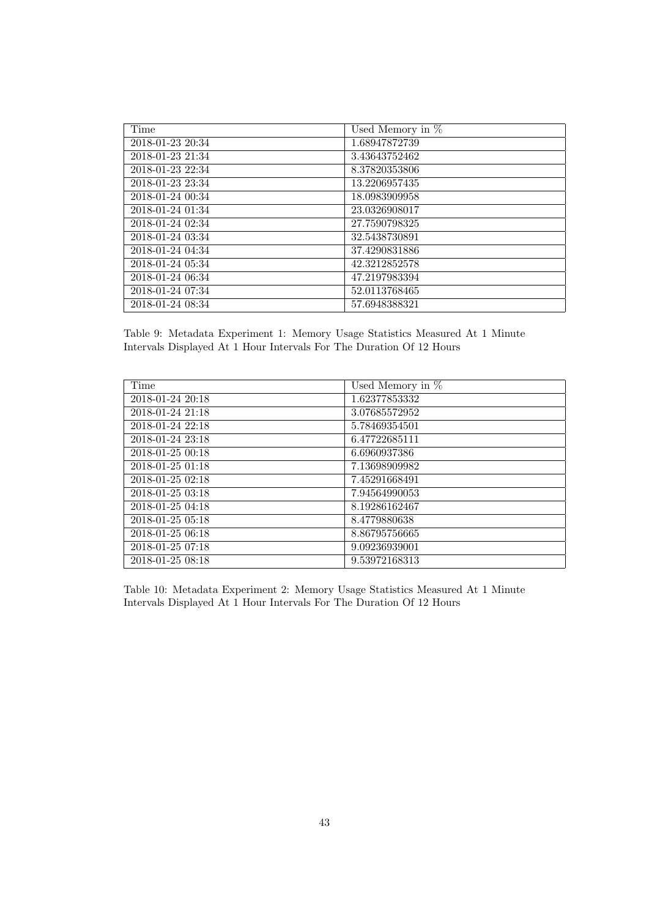| Time | Used Memory in % |
| --- | --- |
| 2018-01-23 20:34 | 1.68947872739 |
| 2018-01-23 21:34 | 3.43643752462 |
| 2018-01-23 22:34 | 8.37820353806 |
| 2018-01-23 23:34 | 13.2206957435 |
| 2018-01-24 00:34 | 18.0983909958 |
| 2018-01-24 01:34 | 23.0326908017 |
| 2018-01-24 02:34 | 27.7590798325 |
| 2018-01-24 03:34 | 32.5438730891 |
| 2018-01-24 04:34 | 37.4290831886 |
| 2018-01-24 05:34 | 42.3212852578 |
| 2018-01-24 06:34 | 47.2197983394 |
| 2018-01-24 07:34 | 52.0113768465 |
| 2018-01-24 08:34 | 57.6948388321 |

Table 9: Metadata Experiment 1: Memory Usage Statistics Measured At 1 Minute Intervals Displayed At 1 Hour Intervals For The Duration Of 12 Hours

| Time | Used Memory in % |
| --- | --- |
| 2018-01-24 20:18 | 1.62377853332 |
| 2018-01-24 21:18 | 3.07685572952 |
| 2018-01-24 22:18 | 5.78469354501 |
| 2018-01-24 23:18 | 6.47722685111 |
| 2018-01-25 00:18 | 6.6960937386 |
| 2018-01-25 01:18 | 7.13698909982 |
| 2018-01-25 02:18 | 7.45291668491 |
| 2018-01-25 03:18 | 7.94564990053 |
| 2018-01-25 04:18 | 8.19286162467 |
| 2018-01-25 05:18 | 8.4779880638 |
| 2018-01-25 06:18 | 8.86795756665 |
| 2018-01-25 07:18 | 9.09236939001 |
| 2018-01-25 08:18 | 9.53972168313 |

Table 10: Metadata Experiment 2: Memory Usage Statistics Measured At 1 Minute Intervals Displayed At 1 Hour Intervals For The Duration Of 12 Hours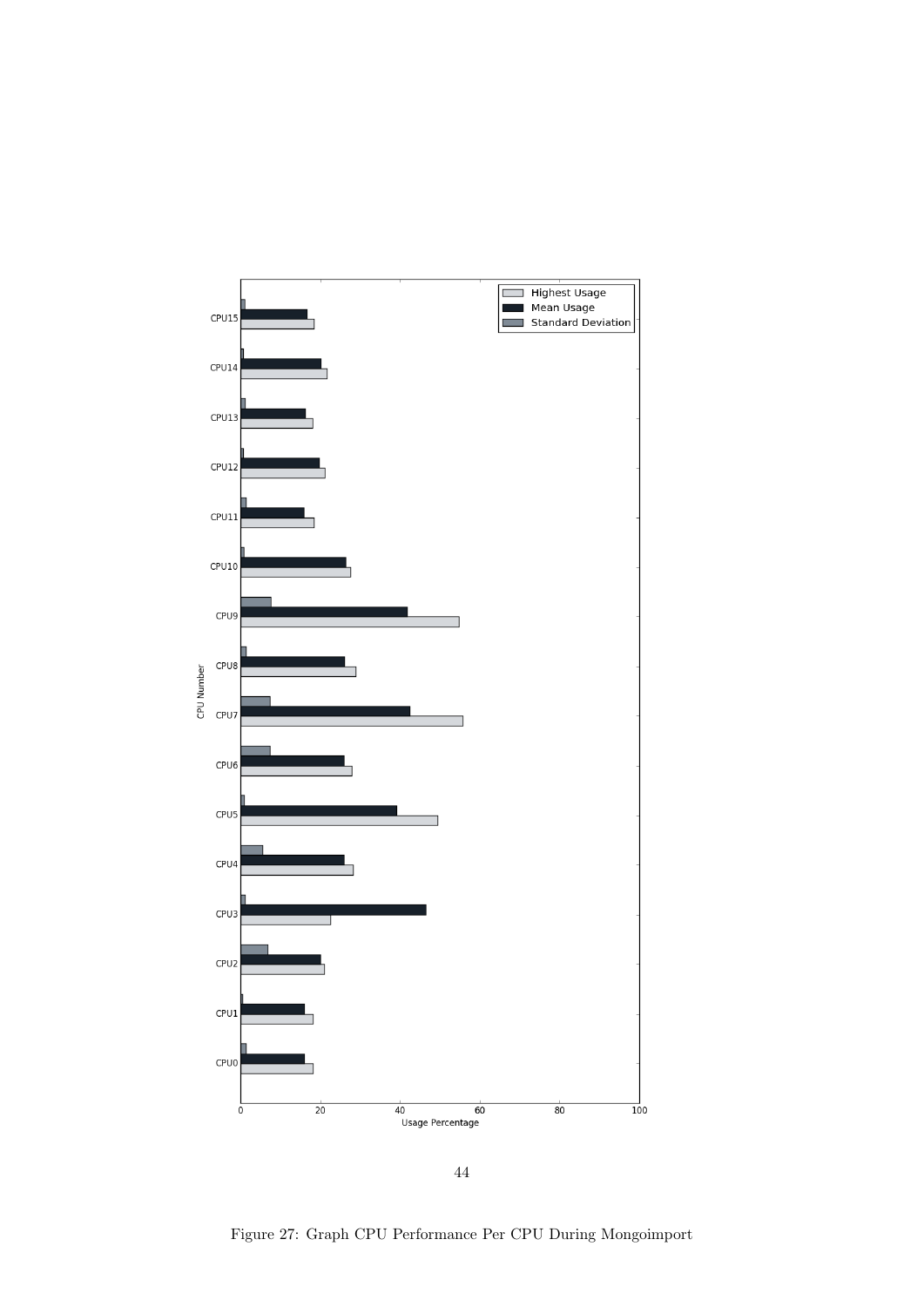Figure 27: Graph CPU Performance Per CPU During Mongoimport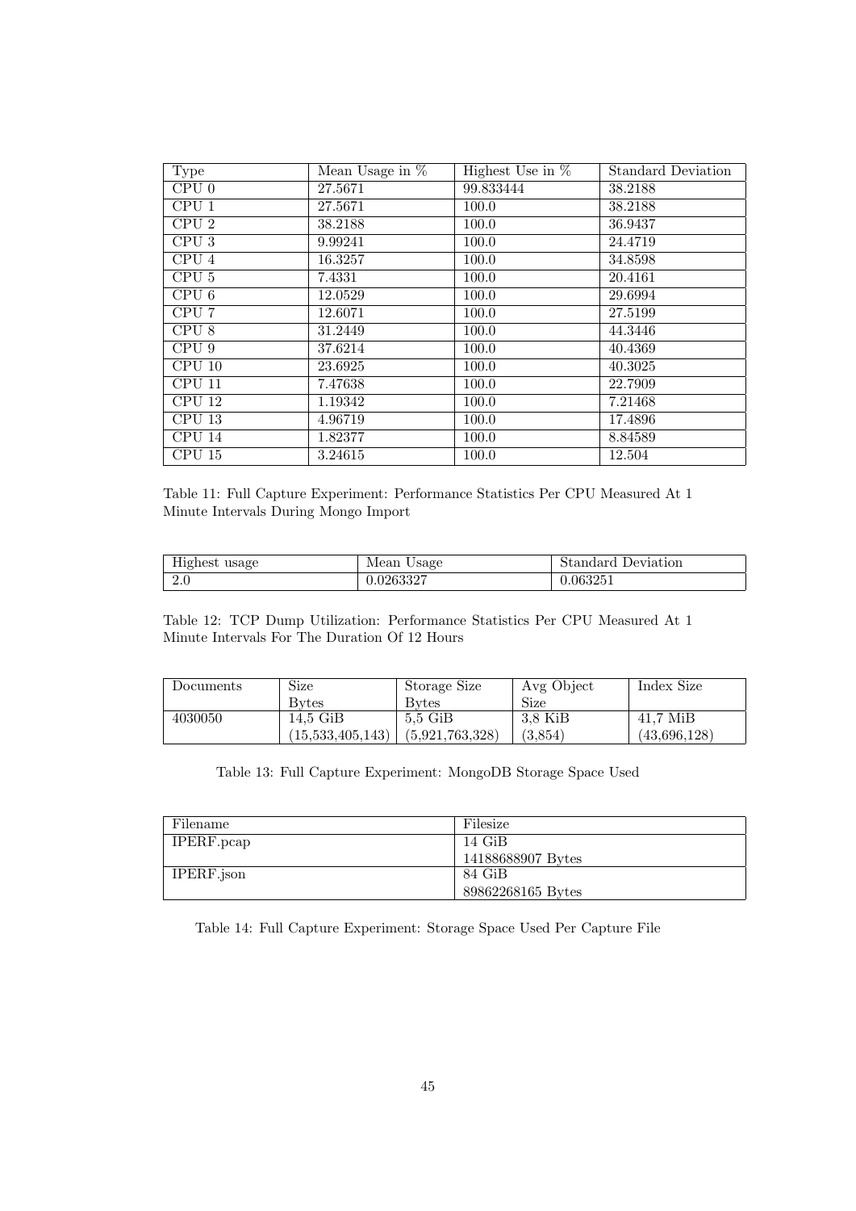| Type | Mean Usage in % | Highest Use in % | Standard Deviation |
|---|---|---|---|
| CPU 0 | 27.5671 | 99.833444 | 38.2188 |
| CPU 1 | 27.5671 | 100.0 | 38.2188 |
| CPU 2 | 38.2188 | 100.0 | 36.9437 |
| CPU 3 | 9.99241 | 100.0 | 24.4719 |
| CPU 4 | 16.3257 | 100.0 | 34.8598 |
| CPU 5 | 7.4331 | 100.0 | 20.4161 |
| CPU 6 | 12.0529 | 100.0 | 29.6994 |
| CPU 7 | 12.6071 | 100.0 | 27.5199 |
| CPU 8 | 31.2449 | 100.0 | 44.3446 |
| CPU 9 | 37.6214 | 100.0 | 40.4369 |
| CPU 10 | 23.6925 | 100.0 | 40.3025 |
| CPU 11 | 7.47638 | 100.0 | 22.7909 |
| CPU 12 | 1.19342 | 100.0 | 7.21468 |
| CPU 13 | 4.96719 | 100.0 | 17.4896 |
| CPU 14 | 1.82377 | 100.0 | 8.84589 |
| CPU 15 | 3.24615 | 100.0 | 12.504 |

Table 11: Full Capture Experiment: Performance Statistics Per CPU Measured At 1 Minute Intervals During Mongo Import

| Highest usage | Mean Usage | Standard Deviation |
|---|---|---|
| 2.0 | 0.0263327 | 0.063251 |

Table 12: TCP Dump Utilization: Performance Statistics Per CPU Measured At 1 Minute Intervals For The Duration Of 12 Hours

| Documents | Size Bytes | Storage Size Bytes | Avg Object Size | Index Size |
|---|---|---|---|---|
| 4030050 | 14,5 GiB (15,533,405,143) | 5,5 GiB (5,921,763,328) | 3,8 KiB (3,854) | 41,7 MiB (43,696,128) |

Table 13: Full Capture Experiment: MongoDB Storage Space Used

| Filename | Filesize |
|---|---|
| IPERF.pcap | 14 GiB 14188688907 Bytes |
| IPERF.json | 84 GiB 89862268165 Bytes |

Table 14: Full Capture Experiment: Storage Space Used Per Capture File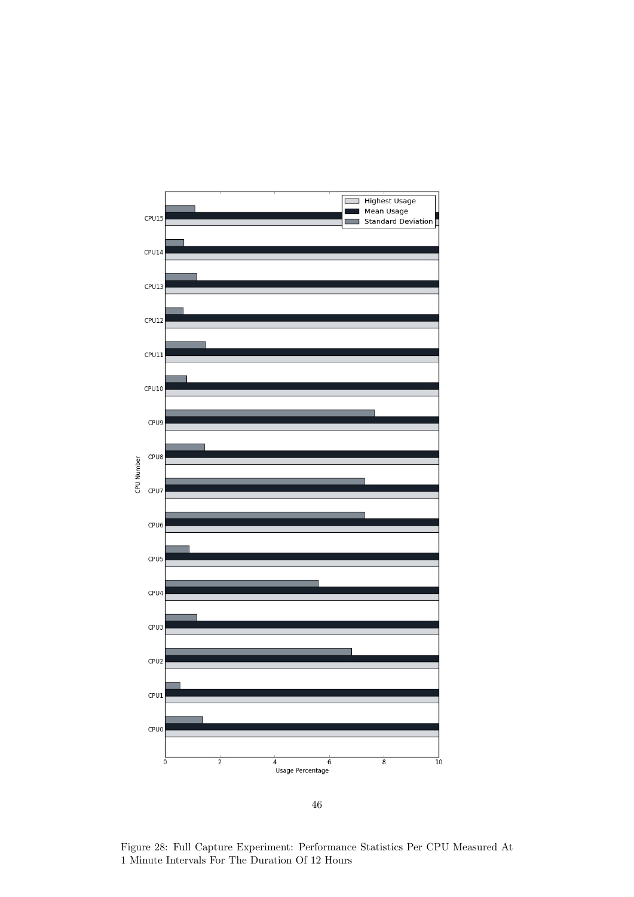Figure 28: Full Capture Experiment: Performance Statistics Per CPU Measured At 1 Minute Intervals For The Duration Of 12 Hours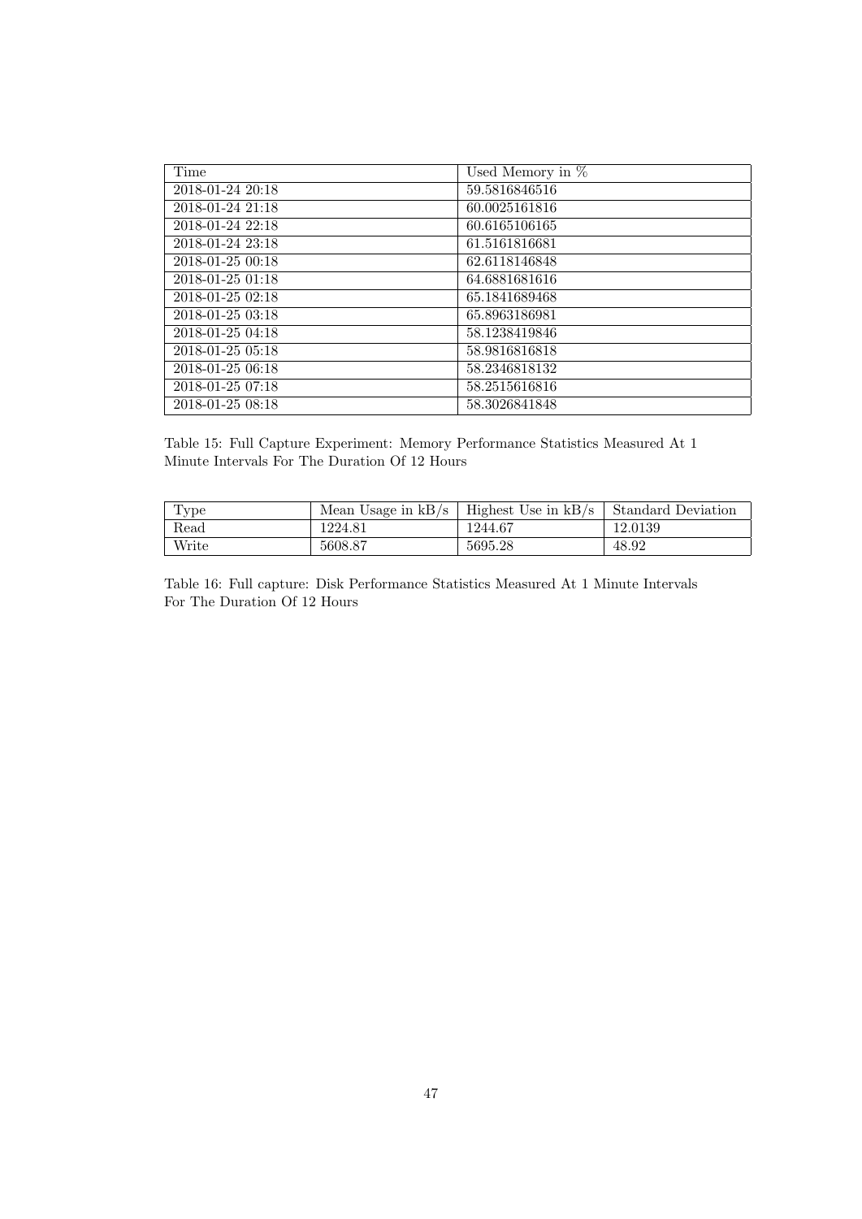| Time | Used Memory in % |
|---|---|
| 2018-01-24 20:18 | 59.5816846516 |
| 2018-01-24 21:18 | 60.0025161816 |
| 2018-01-24 22:18 | 60.6165106165 |
| 2018-01-24 23:18 | 61.5161816681 |
| 2018-01-25 00:18 | 62.6118146848 |
| 2018-01-25 01:18 | 64.6881681616 |
| 2018-01-25 02:18 | 65.1841689468 |
| 2018-01-25 03:18 | 65.8963186981 |
| 2018-01-25 04:18 | 58.1238419846 |
| 2018-01-25 05:18 | 58.9816816818 |
| 2018-01-25 06:18 | 58.2346818132 |
| 2018-01-25 07:18 | 58.2515616816 |
| 2018-01-25 08:18 | 58.3026841848 |

Table 15: Full Capture Experiment: Memory Performance Statistics Measured At 1 Minute Intervals For The Duration Of 12 Hours

| Type | Mean Usage in kB/s | Highest Use in kB/s | Standard Deviation |
|---|---|---|---|
| Read | 1224.81 | 1244.67 | 12.0139 |
| Write | 5608.87 | 5695.28 | 48.92 |

Table 16: Full capture: Disk Performance Statistics Measured At 1 Minute Intervals For The Duration Of 12 Hours